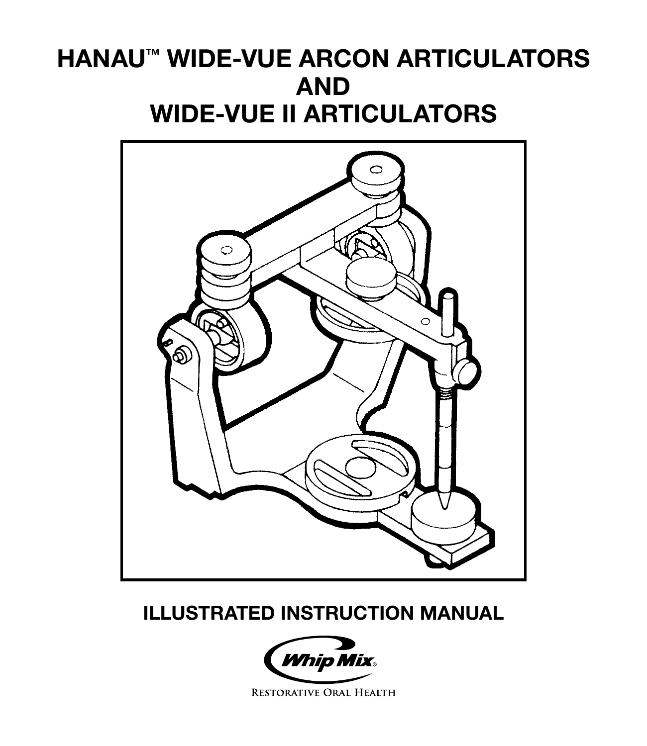# HANAU™ WIDE-VUE ARCON ARTICULATORS AND WIDE-VUE II ARTICULATORS

## ILLUSTRATED INSTRUCTION MANUAL

Whip Mix®

Restorative Oral Health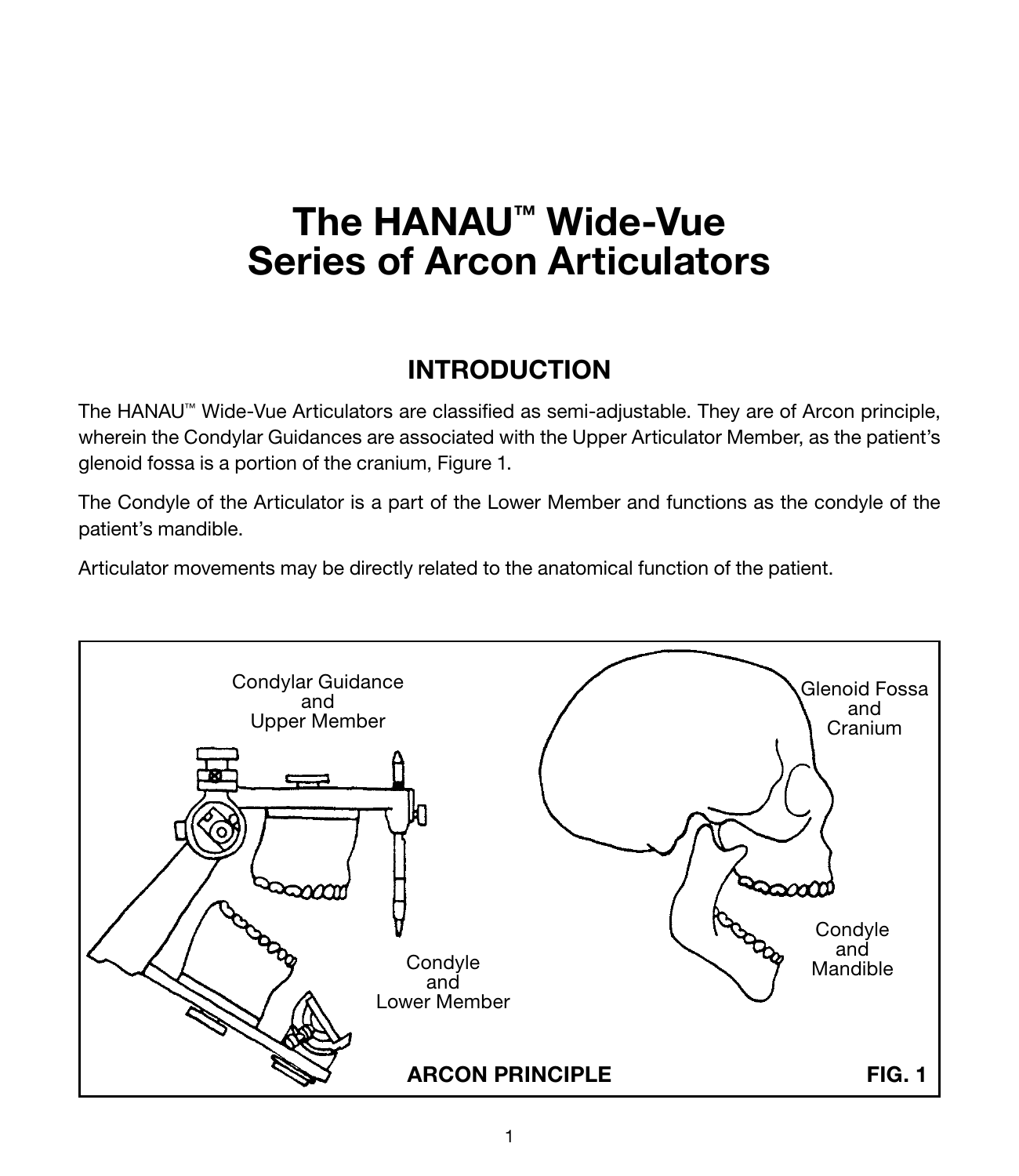# The HANAU™ Wide-Vue Series of Arcon Articulators

## INTRODUCTION

The HANAU™ Wide-Vue Articulators are classified as semi-adjustable. They are of Arcon principle, wherein the Condylar Guidances are associated with the Upper Articulator Member, as the patient's glenoid fossa is a portion of the cranium, Figure 1.

The Condyle of the Articulator is a part of the Lower Member and functions as the condyle of the patient's mandible.

Articulator movements may be directly related to the anatomical function of the patient.

Condylar Guidance and Upper Member

Glenoid Fossa and Cranium

Condyle and Lower Member

Condyle and Mandible

**ARCON PRINCIPLE** **FIG. 1**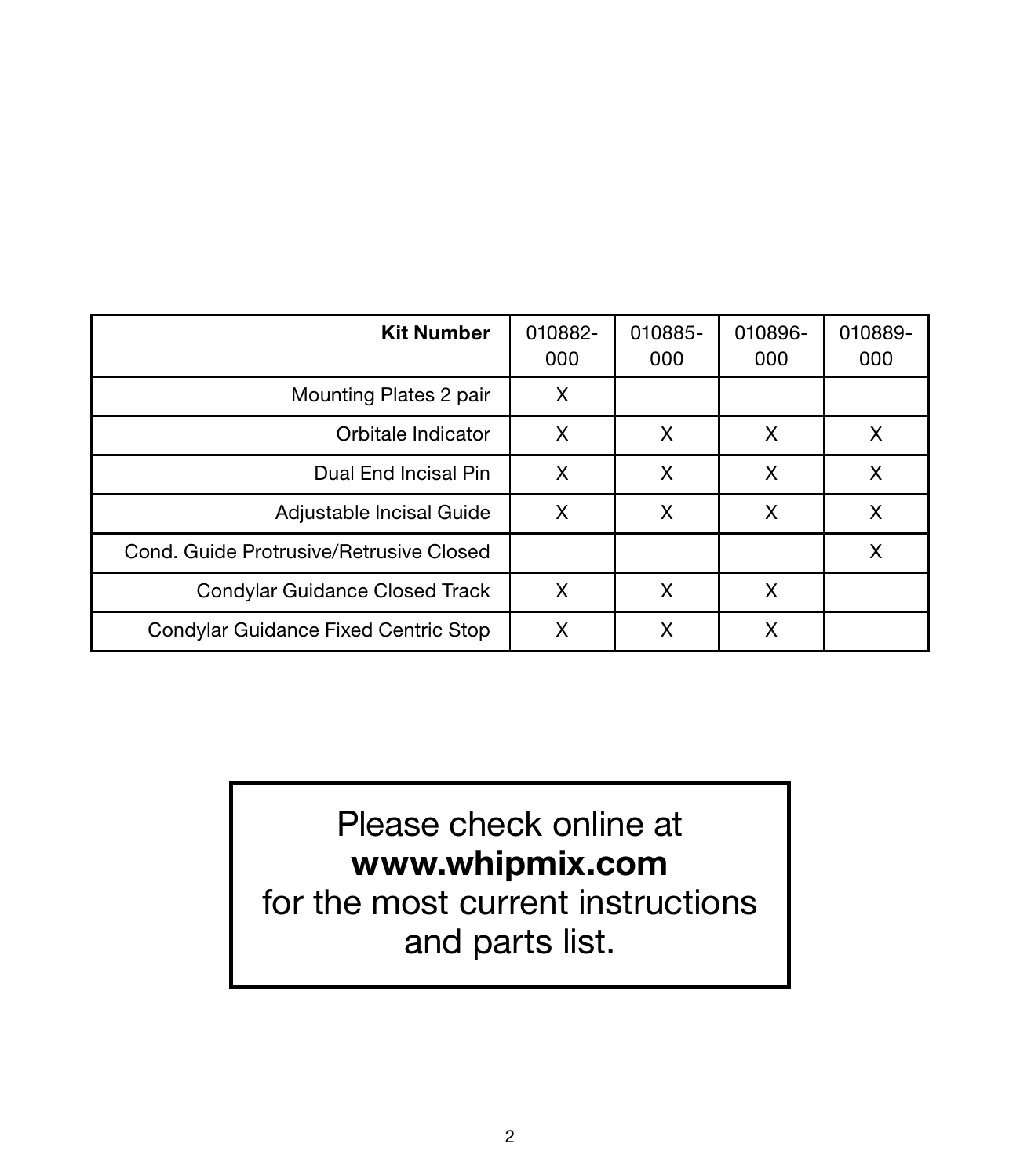| Kit Number | 010882-000 | 010885-000 | 010896-000 | 010889-000 |
|---|---|---|---|---|
| Mounting Plates 2 pair | X | | | |
| Orbitale Indicator | X | X | X | X |
| Dual End Incisal Pin | X | X | X | X |
| Adjustable Incisal Guide | X | X | X | X |
| Cond. Guide Protrusive/Retrusive Closed | | | | X |
| Condylar Guidance Closed Track | X | X | X | |
| Condylar Guidance Fixed Centric Stop | X | X | X | |

Please check online at
**www.whipmix.com**
for the most current instructions
and parts list.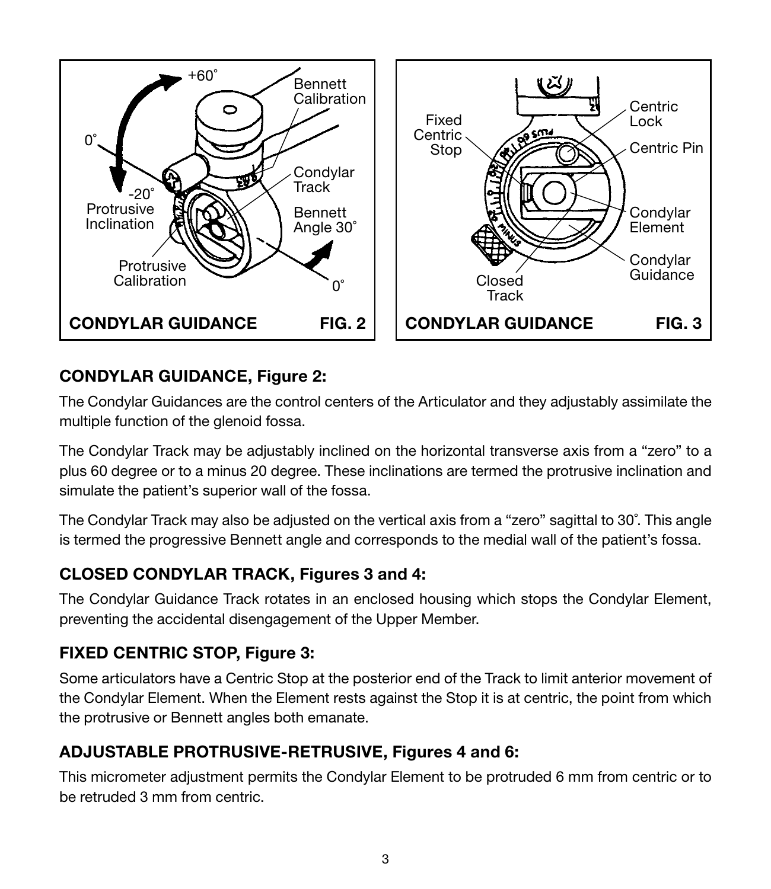+60˚

0˚

-20˚

Protrusive Inclination

Protrusive Calibration

Bennett Calibration

Condylar Track

Bennett Angle 30˚

0˚

**CONDYLAR GUIDANCE FIG. 2**

Fixed Centric Stop

Centric Lock

Centric Pin

Condylar Element

Condylar Guidance

Closed Track

**CONDYLAR GUIDANCE FIG. 3**

## CONDYLAR GUIDANCE, Figure 2:

The Condylar Guidances are the control centers of the Articulator and they adjustably assimilate the multiple function of the glenoid fossa.

The Condylar Track may be adjustably inclined on the horizontal transverse axis from a "zero" to a plus 60 degree or to a minus 20 degree. These inclinations are termed the protrusive inclination and simulate the patient's superior wall of the fossa.

The Condylar Track may also be adjusted on the vertical axis from a "zero" sagittal to 30˚. This angle is termed the progressive Bennett angle and corresponds to the medial wall of the patient's fossa.

## CLOSED CONDYLAR TRACK, Figures 3 and 4:

The Condylar Guidance Track rotates in an enclosed housing which stops the Condylar Element, preventing the accidental disengagement of the Upper Member.

## FIXED CENTRIC STOP, Figure 3:

Some articulators have a Centric Stop at the posterior end of the Track to limit anterior movement of the Condylar Element. When the Element rests against the Stop it is at centric, the point from which the protrusive or Bennett angles both emanate.

## ADJUSTABLE PROTRUSIVE-RETRUSIVE, Figures 4 and 6:

This micrometer adjustment permits the Condylar Element to be protruded 6 mm from centric or to be retruded 3 mm from centric.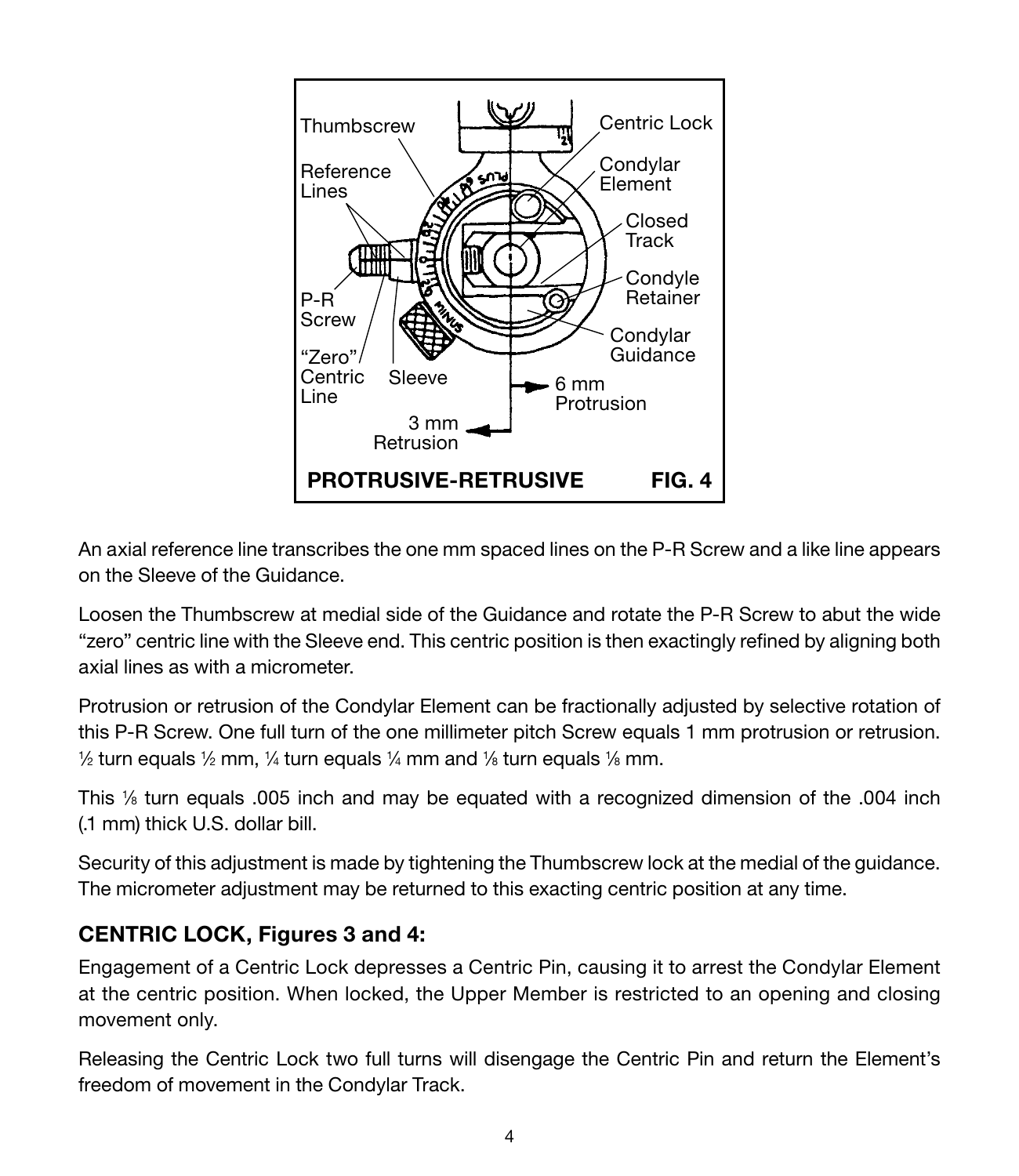Thumbscrew

Reference Lines

P-R Screw

"Zero" Centric Line

Sleeve

Centric Lock

Condylar Element

Closed Track

Condyle Retainer

Condylar Guidance

6 mm Protrusion

3 mm Retrusion

**PROTRUSIVE-RETRUSIVE FIG. 4**

An axial reference line transcribes the one mm spaced lines on the P-R Screw and a like line appears on the Sleeve of the Guidance.

Loosen the Thumbscrew at medial side of the Guidance and rotate the P-R Screw to abut the wide "zero" centric line with the Sleeve end. This centric position is then exactingly refined by aligning both axial lines as with a micrometer.

Protrusion or retrusion of the Condylar Element can be fractionally adjusted by selective rotation of this P-R Screw. One full turn of the one millimeter pitch Screw equals 1 mm protrusion or retrusion. ½ turn equals ½ mm, ¼ turn equals ¼ mm and ⅛ turn equals ⅛ mm.

This ⅛ turn equals .005 inch and may be equated with a recognized dimension of the .004 inch (.1 mm) thick U.S. dollar bill.

Security of this adjustment is made by tightening the Thumbscrew lock at the medial of the guidance. The micrometer adjustment may be returned to this exacting centric position at any time.

## CENTRIC LOCK, Figures 3 and 4:

Engagement of a Centric Lock depresses a Centric Pin, causing it to arrest the Condylar Element at the centric position. When locked, the Upper Member is restricted to an opening and closing movement only.

Releasing the Centric Lock two full turns will disengage the Centric Pin and return the Element's freedom of movement in the Condylar Track.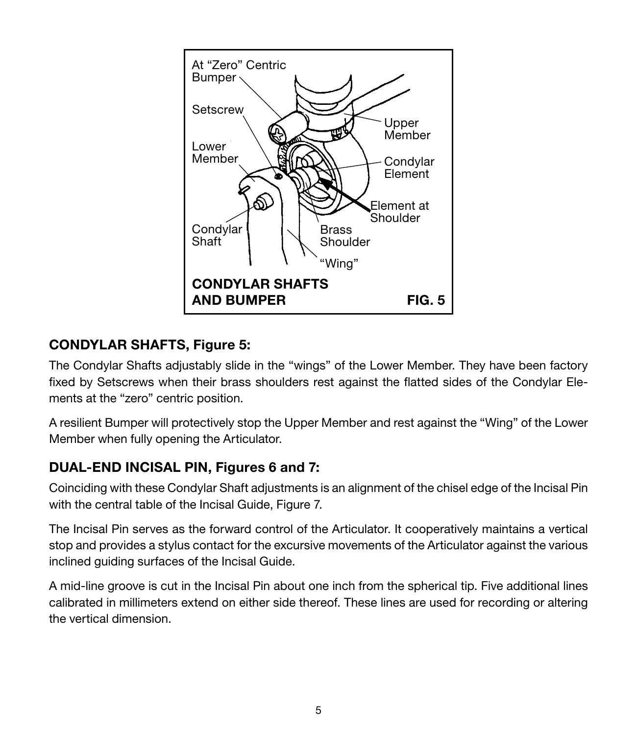At "Zero" Centric Bumper

Setscrew

Lower Member

Condylar Shaft

Upper Member

Condylar Element

Element at Shoulder

Brass Shoulder

"Wing"

**CONDYLAR SHAFTS AND BUMPER** **FIG. 5**

## CONDYLAR SHAFTS, Figure 5:

The Condylar Shafts adjustably slide in the "wings" of the Lower Member. They have been factory fixed by Setscrews when their brass shoulders rest against the flatted sides of the Condylar Elements at the "zero" centric position.

A resilient Bumper will protectively stop the Upper Member and rest against the "Wing" of the Lower Member when fully opening the Articulator.

## DUAL-END INCISAL PIN, Figures 6 and 7:

Coinciding with these Condylar Shaft adjustments is an alignment of the chisel edge of the Incisal Pin with the central table of the Incisal Guide, Figure 7.

The Incisal Pin serves as the forward control of the Articulator. It cooperatively maintains a vertical stop and provides a stylus contact for the excursive movements of the Articulator against the various inclined guiding surfaces of the Incisal Guide.

A mid-line groove is cut in the Incisal Pin about one inch from the spherical tip. Five additional lines calibrated in millimeters extend on either side thereof. These lines are used for recording or altering the vertical dimension.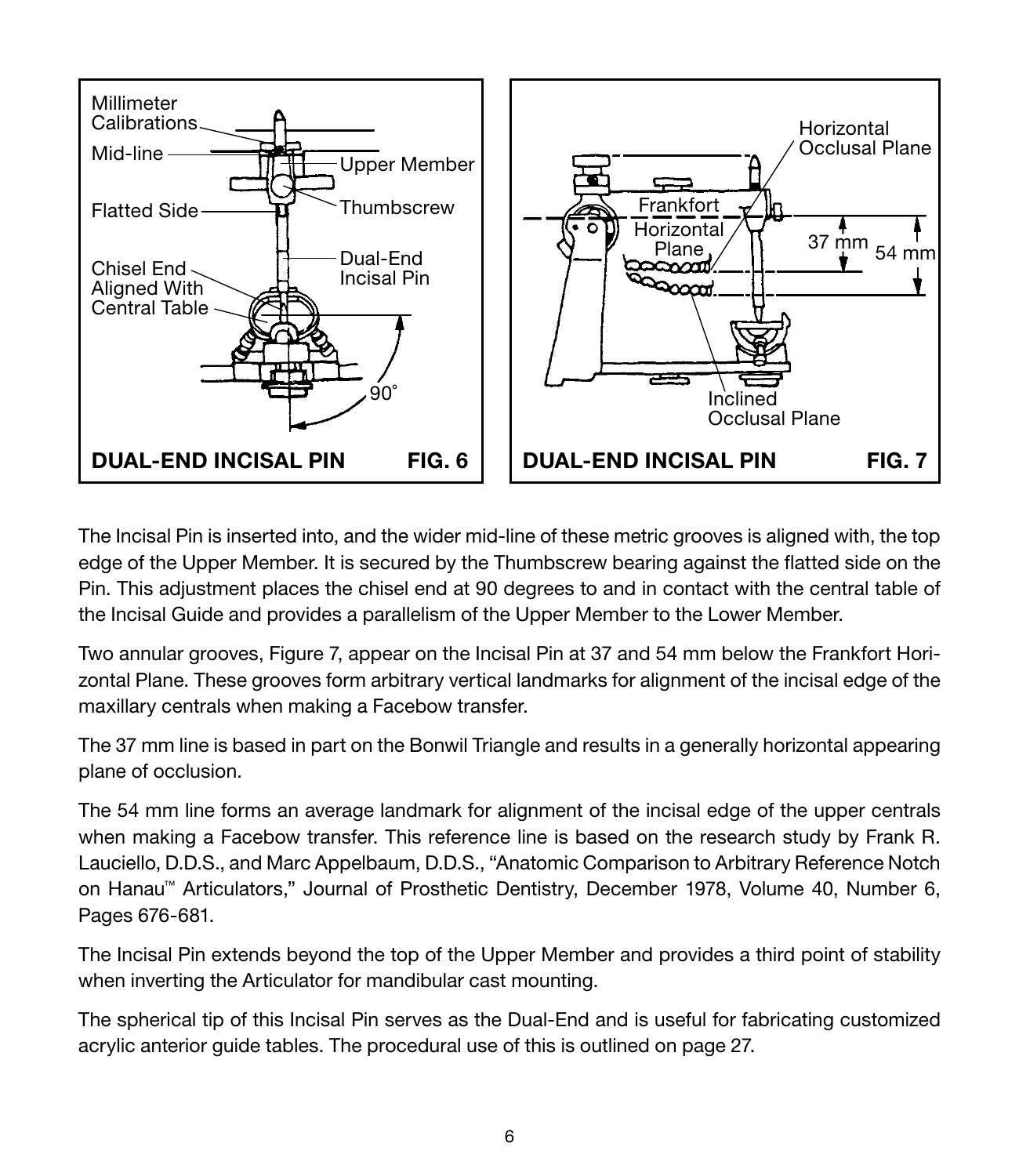Millimeter Calibrations

Mid-line

Upper Member

Thumbscrew

Flatted Side

Dual-End Incisal Pin

Chisel End Aligned With Central Table

90˚

**DUAL-END INCISAL PIN FIG. 6**

Horizontal Occlusal Plane

Frankfort Horizontal Plane

37 mm

54 mm

Inclined Occlusal Plane

**DUAL-END INCISAL PIN FIG. 7**

The Incisal Pin is inserted into, and the wider mid-line of these metric grooves is aligned with, the top edge of the Upper Member. It is secured by the Thumbscrew bearing against the flatted side on the Pin. This adjustment places the chisel end at 90 degrees to and in contact with the central table of the Incisal Guide and provides a parallelism of the Upper Member to the Lower Member.

Two annular grooves, Figure 7, appear on the Incisal Pin at 37 and 54 mm below the Frankfort Horizontal Plane. These grooves form arbitrary vertical landmarks for alignment of the incisal edge of the maxillary centrals when making a Facebow transfer.

The 37 mm line is based in part on the Bonwil Triangle and results in a generally horizontal appearing plane of occlusion.

The 54 mm line forms an average landmark for alignment of the incisal edge of the upper centrals when making a Facebow transfer. This reference line is based on the research study by Frank R. Lauciello, D.D.S., and Marc Appelbaum, D.D.S., "Anatomic Comparison to Arbitrary Reference Notch on Hanau™ Articulators," Journal of Prosthetic Dentistry, December 1978, Volume 40, Number 6, Pages 676-681.

The Incisal Pin extends beyond the top of the Upper Member and provides a third point of stability when inverting the Articulator for mandibular cast mounting.

The spherical tip of this Incisal Pin serves as the Dual-End and is useful for fabricating customized acrylic anterior guide tables. The procedural use of this is outlined on page 27.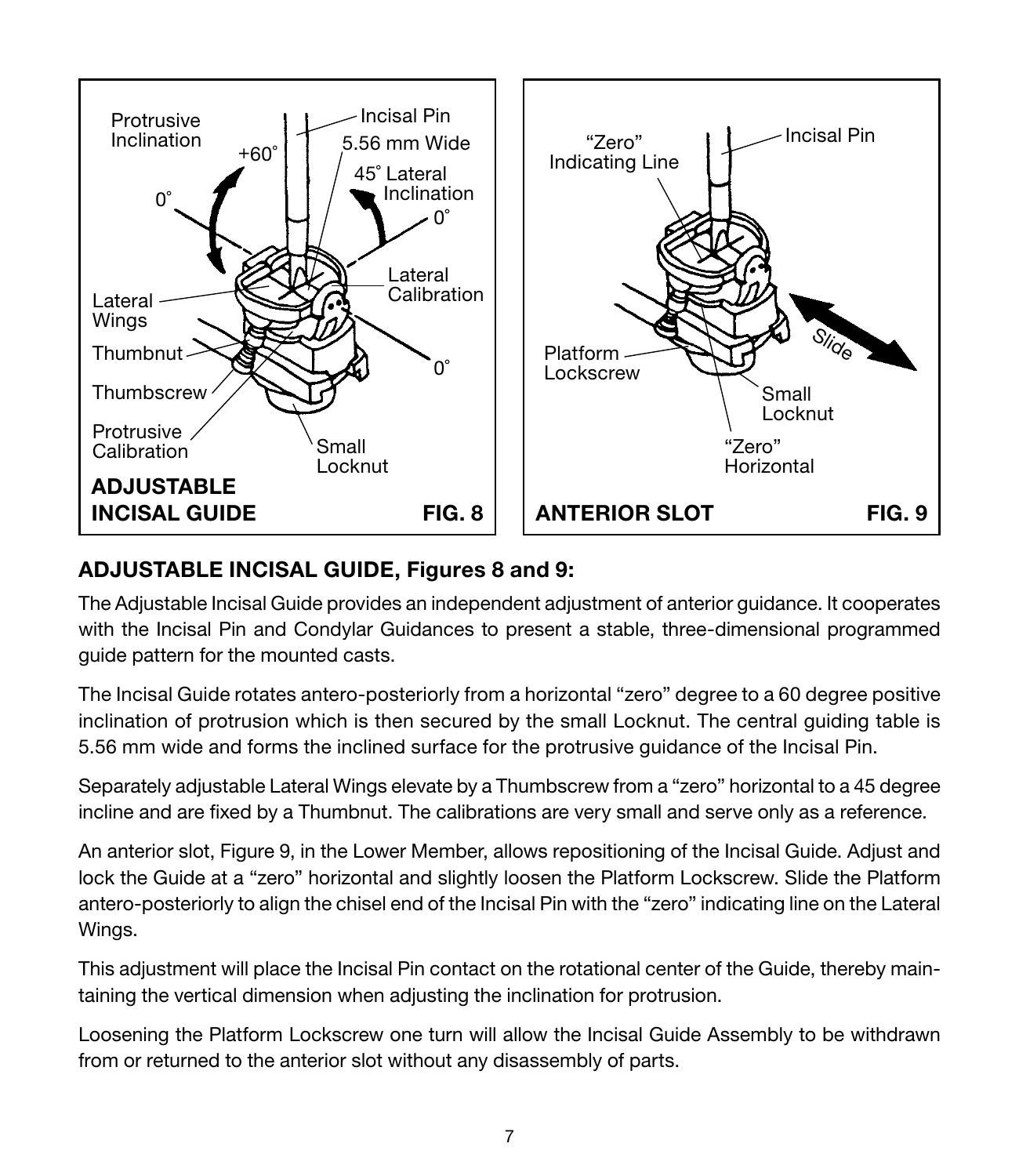Protrusive Inclination

+60°

0°

Incisal Pin

5.56 mm Wide

45° Lateral Inclination

0°

Lateral Calibration

Lateral Wings

Thumbnut

Thumbscrew

Protrusive Calibration

Small Locknut

0°

**ADJUSTABLE INCISAL GUIDE** **FIG. 8**

"Zero" Indicating Line

Incisal Pin

Platform Lockscrew

Slide

Small Locknut

"Zero" Horizontal

**ANTERIOR SLOT** **FIG. 9**

## ADJUSTABLE INCISAL GUIDE, Figures 8 and 9:

The Adjustable Incisal Guide provides an independent adjustment of anterior guidance. It cooperates with the Incisal Pin and Condylar Guidances to present a stable, three-dimensional programmed guide pattern for the mounted casts.

The Incisal Guide rotates antero-posteriorly from a horizontal "zero" degree to a 60 degree positive inclination of protrusion which is then secured by the small Locknut. The central guiding table is 5.56 mm wide and forms the inclined surface for the protrusive guidance of the Incisal Pin.

Separately adjustable Lateral Wings elevate by a Thumbscrew from a "zero" horizontal to a 45 degree incline and are fixed by a Thumbnut. The calibrations are very small and serve only as a reference.

An anterior slot, Figure 9, in the Lower Member, allows repositioning of the Incisal Guide. Adjust and lock the Guide at a "zero" horizontal and slightly loosen the Platform Lockscrew. Slide the Platform antero-posteriorly to align the chisel end of the Incisal Pin with the "zero" indicating line on the Lateral Wings.

This adjustment will place the Incisal Pin contact on the rotational center of the Guide, thereby maintaining the vertical dimension when adjusting the inclination for protrusion.

Loosening the Platform Lockscrew one turn will allow the Incisal Guide Assembly to be withdrawn from or returned to the anterior slot without any disassembly of parts.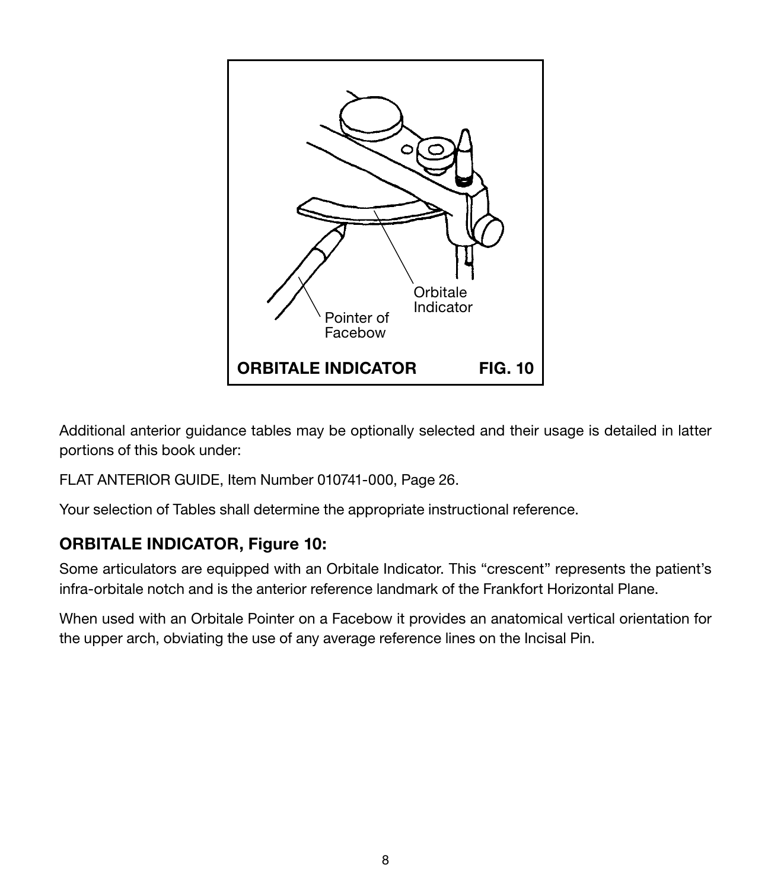Orbitale Indicator

Pointer of Facebow

**ORBITALE INDICATOR FIG. 10**

Additional anterior guidance tables may be optionally selected and their usage is detailed in latter portions of this book under:

FLAT ANTERIOR GUIDE, Item Number 010741-000, Page 26.

Your selection of Tables shall determine the appropriate instructional reference.

### ORBITALE INDICATOR, Figure 10:

Some articulators are equipped with an Orbitale Indicator. This “crescent” represents the patient’s infra-orbitale notch and is the anterior reference landmark of the Frankfort Horizontal Plane.

When used with an Orbitale Pointer on a Facebow it provides an anatomical vertical orientation for the upper arch, obviating the use of any average reference lines on the Incisal Pin.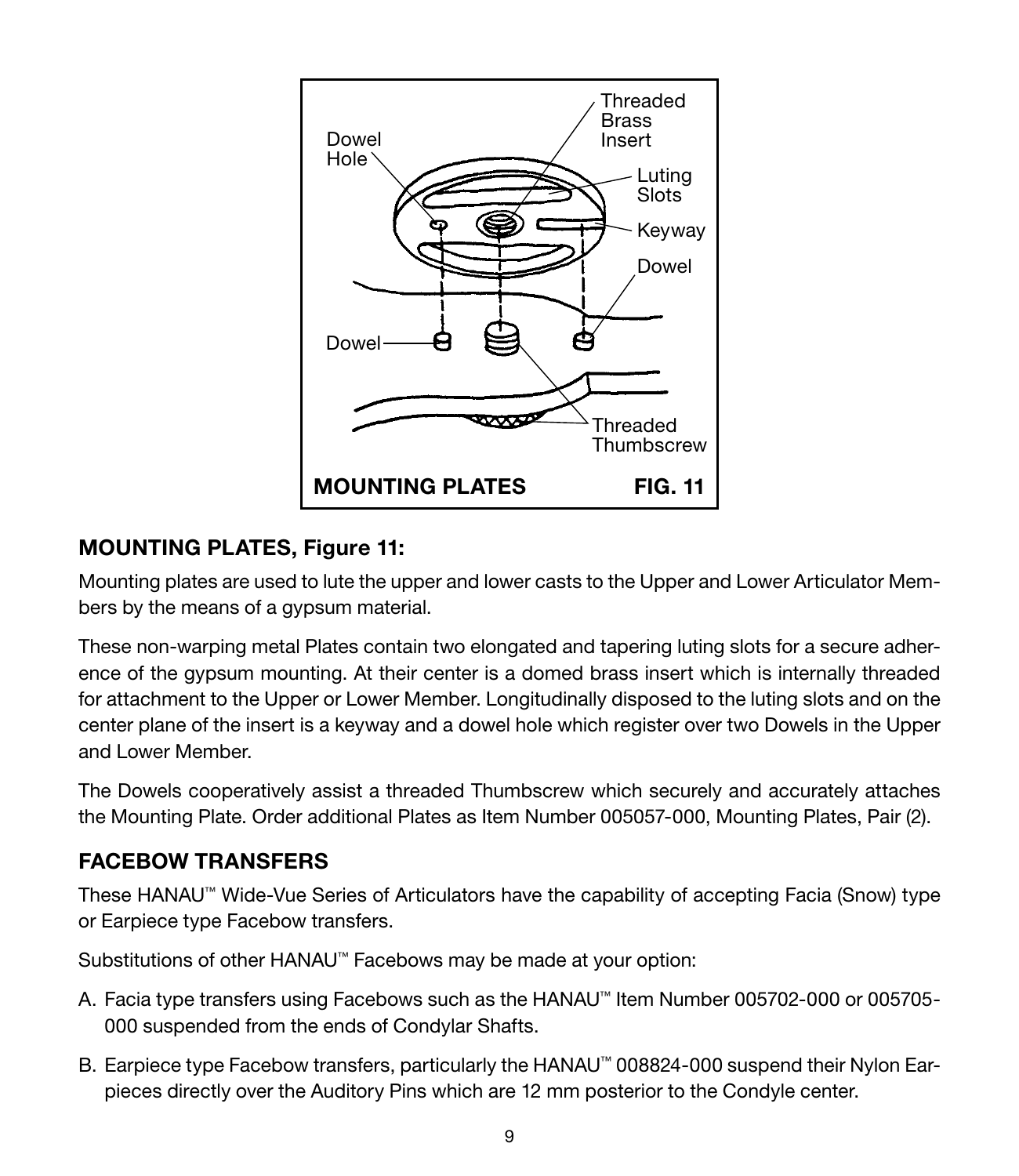## MOUNTING PLATES, Figure 11:

Mounting plates are used to lute the upper and lower casts to the Upper and Lower Articulator Members by the means of a gypsum material.

These non-warping metal Plates contain two elongated and tapering luting slots for a secure adherence of the gypsum mounting. At their center is a domed brass insert which is internally threaded for attachment to the Upper or Lower Member. Longitudinally disposed to the luting slots and on the center plane of the insert is a keyway and a dowel hole which register over two Dowels in the Upper and Lower Member.

The Dowels cooperatively assist a threaded Thumbscrew which securely and accurately attaches the Mounting Plate. Order additional Plates as Item Number 005057-000, Mounting Plates, Pair (2).

## FACEBOW TRANSFERS

These HANAU™ Wide-Vue Series of Articulators have the capability of accepting Facia (Snow) type or Earpiece type Facebow transfers.

Substitutions of other HANAU™ Facebows may be made at your option:

A. Facia type transfers using Facebows such as the HANAU™ Item Number 005702-000 or 005705-000 suspended from the ends of Condylar Shafts.

B. Earpiece type Facebow transfers, particularly the HANAU™ 008824-000 suspend their Nylon Earpieces directly over the Auditory Pins which are 12 mm posterior to the Condyle center.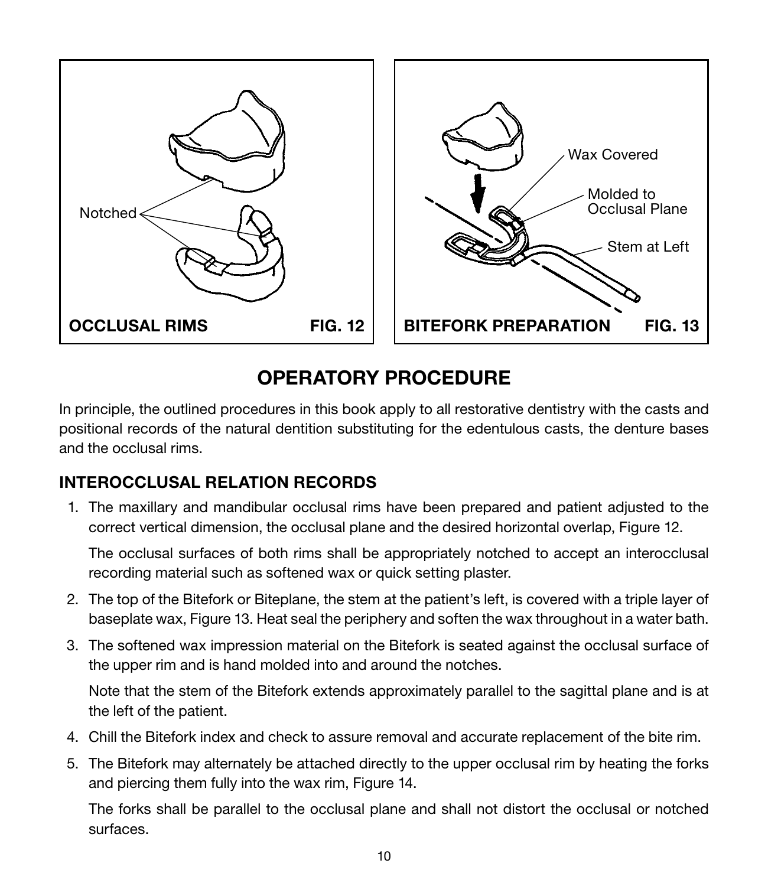Notched

OCCLUSAL RIMS FIG. 12

Wax Covered

Molded to Occlusal Plane

Stem at Left

BITEFORK PREPARATION FIG. 13

# OPERATORY PROCEDURE

In principle, the outlined procedures in this book apply to all restorative dentistry with the casts and positional records of the natural dentition substituting for the edentulous casts, the denture bases and the occlusal rims.

## INTEROCCLUSAL RELATION RECORDS

1. The maxillary and mandibular occlusal rims have been prepared and patient adjusted to the correct vertical dimension, the occlusal plane and the desired horizontal overlap, Figure 12.

   The occlusal surfaces of both rims shall be appropriately notched to accept an interocclusal recording material such as softened wax or quick setting plaster.

2. The top of the Bitefork or Biteplane, the stem at the patient's left, is covered with a triple layer of baseplate wax, Figure 13. Heat seal the periphery and soften the wax throughout in a water bath.

3. The softened wax impression material on the Bitefork is seated against the occlusal surface of the upper rim and is hand molded into and around the notches.

   Note that the stem of the Bitefork extends approximately parallel to the sagittal plane and is at the left of the patient.

4. Chill the Bitefork index and check to assure removal and accurate replacement of the bite rim.

5. The Bitefork may alternately be attached directly to the upper occlusal rim by heating the forks and piercing them fully into the wax rim, Figure 14.

   The forks shall be parallel to the occlusal plane and shall not distort the occlusal or notched surfaces.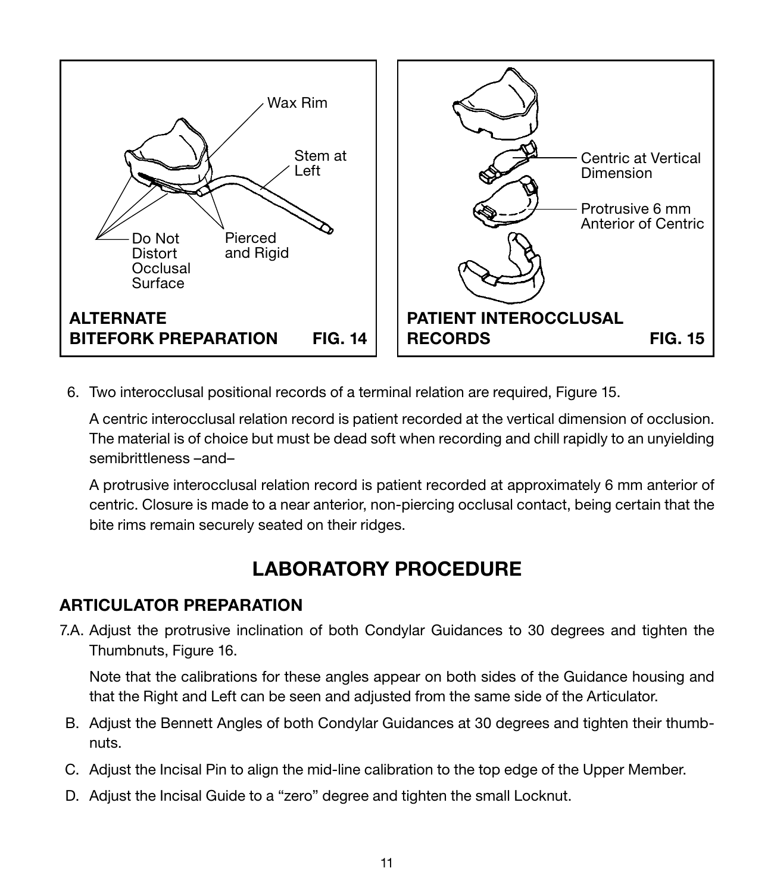Wax Rim

Stem at Left

Do Not Distort Occlusal Surface

Pierced and Rigid

**ALTERNATE BITEFORK PREPARATION FIG. 14**

Centric at Vertical Dimension

Protrusive 6 mm Anterior of Centric

**PATIENT INTEROCCLUSAL RECORDS FIG. 15**

6. Two interocclusal positional records of a terminal relation are required, Figure 15.

   A centric interocclusal relation record is patient recorded at the vertical dimension of occlusion. The material is of choice but must be dead soft when recording and chill rapidly to an unyielding semibrittleness –and–

   A protrusive interocclusal relation record is patient recorded at approximately 6 mm anterior of centric. Closure is made to a near anterior, non-piercing occlusal contact, being certain that the bite rims remain securely seated on their ridges.

# LABORATORY PROCEDURE

## ARTICULATOR PREPARATION

7.A. Adjust the protrusive inclination of both Condylar Guidances to 30 degrees and tighten the Thumbnuts, Figure 16.

   Note that the calibrations for these angles appear on both sides of the Guidance housing and that the Right and Left can be seen and adjusted from the same side of the Articulator.

B. Adjust the Bennett Angles of both Condylar Guidances at 30 degrees and tighten their thumbnuts.

C. Adjust the Incisal Pin to align the mid-line calibration to the top edge of the Upper Member.

D. Adjust the Incisal Guide to a "zero" degree and tighten the small Locknut.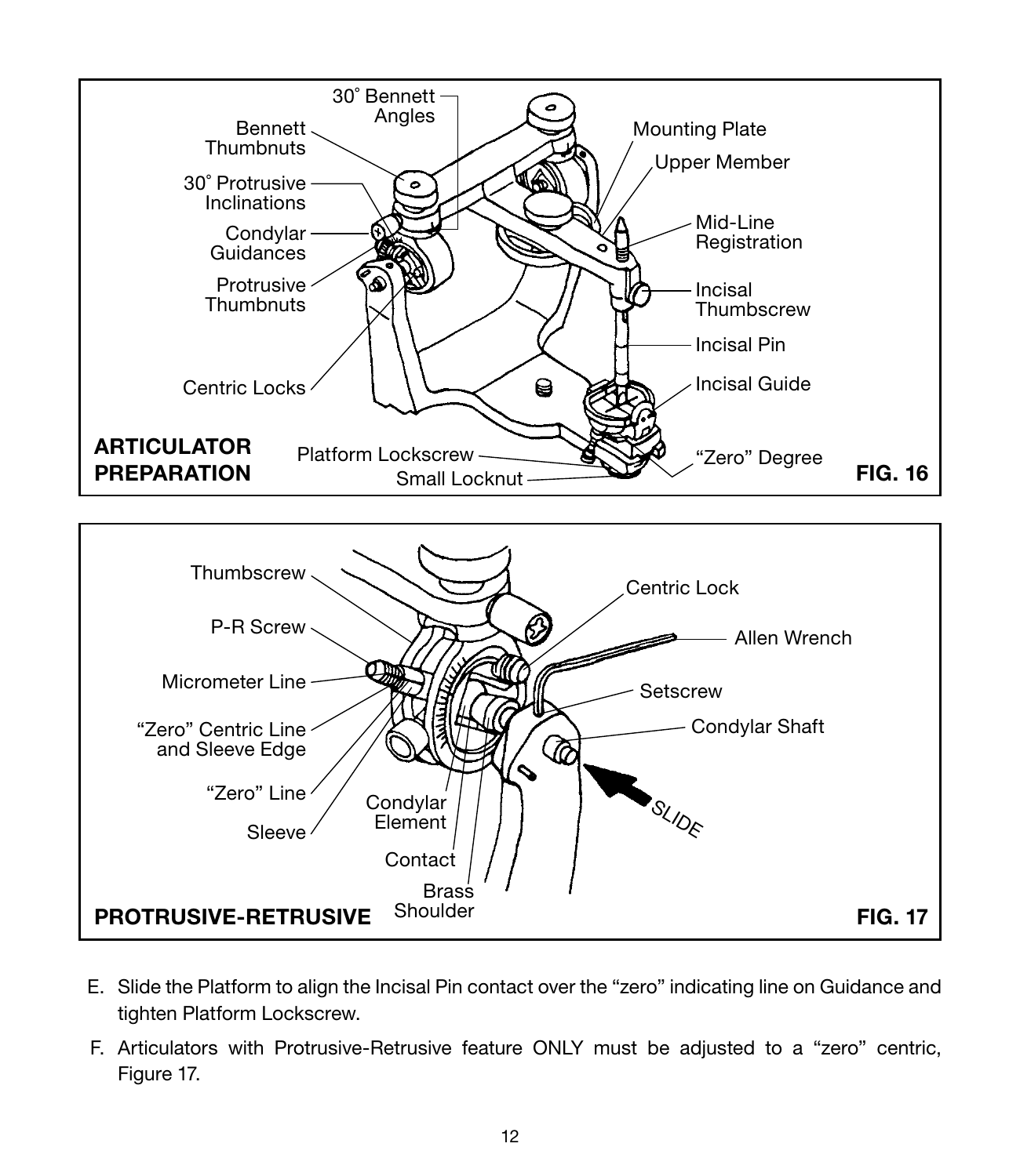30° Bennett Angles
Bennett Thumbnuts
30° Protrusive Inclinations
Condylar Guidances
Protrusive Thumbnuts
Centric Locks
Mounting Plate
Upper Member
Mid-Line Registration
Incisal Thumbscrew
Incisal Pin
Incisal Guide
Platform Lockscrew
Small Locknut
"Zero" Degree

**ARTICULATOR PREPARATION** **FIG. 16**

Thumbscrew
P-R Screw
Micrometer Line
"Zero" Centric Line and Sleeve Edge
"Zero" Line
Sleeve
Condylar Element
Contact
Brass Shoulder
Centric Lock
Allen Wrench
Setscrew
Condylar Shaft
SLIDE

**PROTRUSIVE-RETRUSIVE** **FIG. 17**

E. Slide the Platform to align the Incisal Pin contact over the "zero" indicating line on Guidance and tighten Platform Lockscrew.

F. Articulators with Protrusive-Retrusive feature ONLY must be adjusted to a "zero" centric, Figure 17.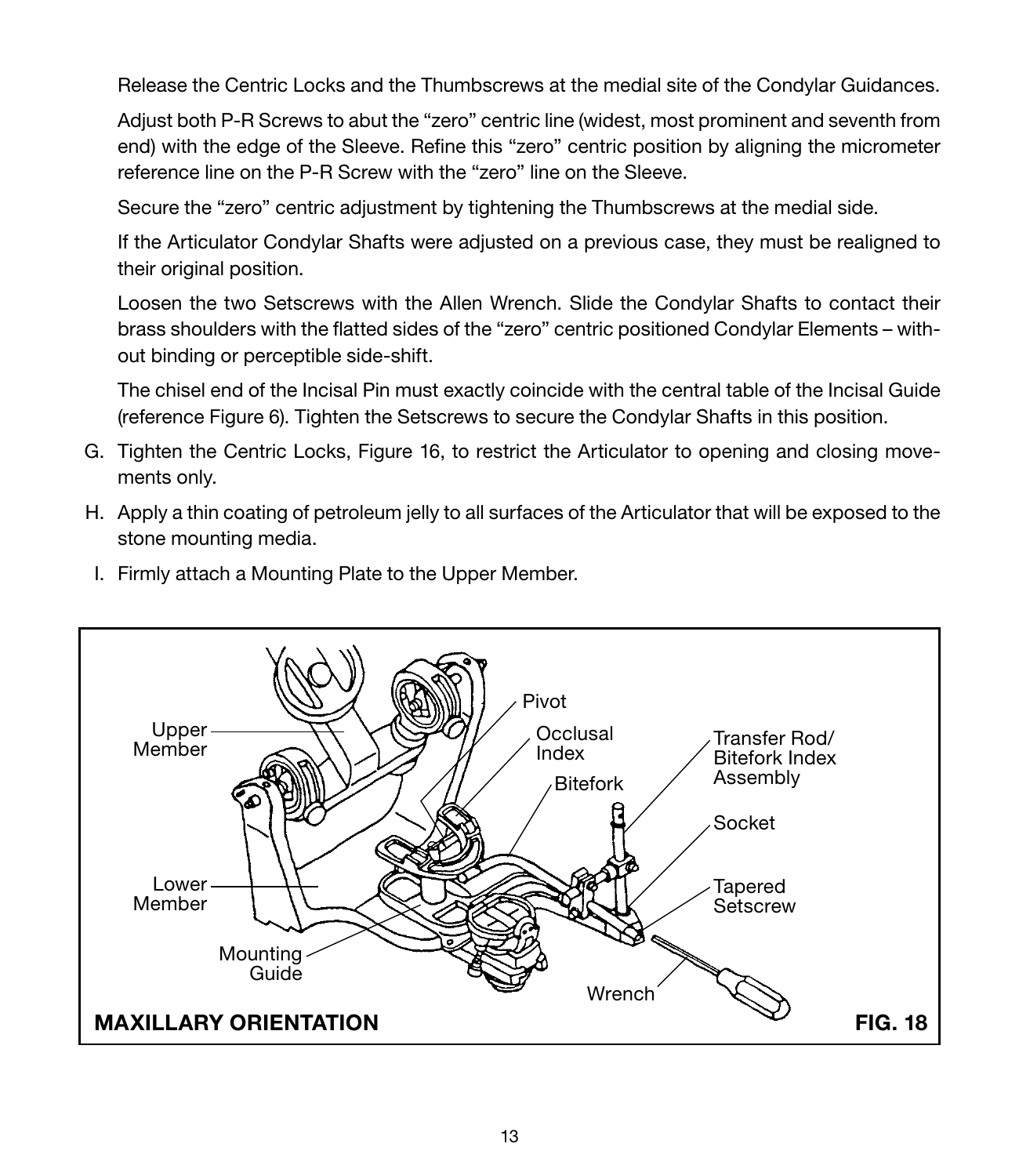Release the Centric Locks and the Thumbscrews at the medial site of the Condylar Guidances.

Adjust both P-R Screws to abut the "zero" centric line (widest, most prominent and seventh from end) with the edge of the Sleeve. Refine this "zero" centric position by aligning the micrometer reference line on the P-R Screw with the "zero" line on the Sleeve.

Secure the "zero" centric adjustment by tightening the Thumbscrews at the medial side.

If the Articulator Condylar Shafts were adjusted on a previous case, they must be realigned to their original position.

Loosen the two Setscrews with the Allen Wrench. Slide the Condylar Shafts to contact their brass shoulders with the flatted sides of the "zero" centric positioned Condylar Elements – without binding or perceptible side-shift.

The chisel end of the Incisal Pin must exactly coincide with the central table of the Incisal Guide (reference Figure 6). Tighten the Setscrews to secure the Condylar Shafts in this position.

G. Tighten the Centric Locks, Figure 16, to restrict the Articulator to opening and closing movements only.

H. Apply a thin coating of petroleum jelly to all surfaces of the Articulator that will be exposed to the stone mounting media.

I. Firmly attach a Mounting Plate to the Upper Member.

Upper Member
Lower Member
Mounting Guide
Pivot
Occlusal Index
Bitefork
Transfer Rod/ Bitefork Index Assembly
Socket
Tapered Setscrew
Wrench

**MAXILLARY ORIENTATION** **FIG. 18**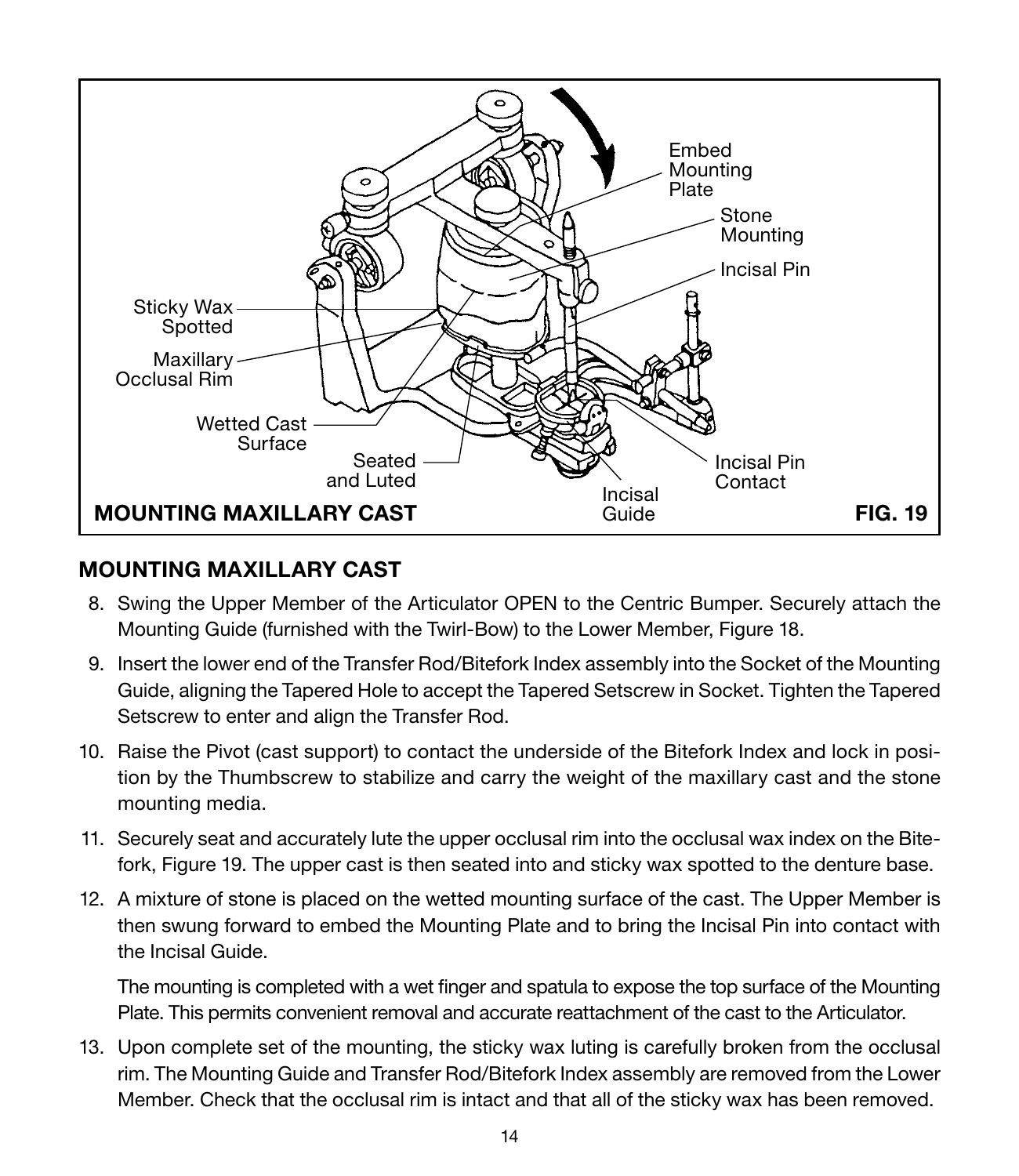Embed Mounting Plate

Stone Mounting

Incisal Pin

Sticky Wax Spotted

Maxillary Occlusal Rim

Wetted Cast Surface

Seated and Luted

Incisal Guide

Incisal Pin Contact

**MOUNTING MAXILLARY CAST** **FIG. 19**

## MOUNTING MAXILLARY CAST

8. Swing the Upper Member of the Articulator OPEN to the Centric Bumper. Securely attach the Mounting Guide (furnished with the Twirl-Bow) to the Lower Member, Figure 18.
9. Insert the lower end of the Transfer Rod/Bitefork Index assembly into the Socket of the Mounting Guide, aligning the Tapered Hole to accept the Tapered Setscrew in Socket. Tighten the Tapered Setscrew to enter and align the Transfer Rod.
10. Raise the Pivot (cast support) to contact the underside of the Bitefork Index and lock in position by the Thumbscrew to stabilize and carry the weight of the maxillary cast and the stone mounting media.
11. Securely seat and accurately lute the upper occlusal rim into the occlusal wax index on the Bitefork, Figure 19. The upper cast is then seated into and sticky wax spotted to the denture base.
12. A mixture of stone is placed on the wetted mounting surface of the cast. The Upper Member is then swung forward to embed the Mounting Plate and to bring the Incisal Pin into contact with the Incisal Guide.

    The mounting is completed with a wet finger and spatula to expose the top surface of the Mounting Plate. This permits convenient removal and accurate reattachment of the cast to the Articulator.
13. Upon complete set of the mounting, the sticky wax luting is carefully broken from the occlusal rim. The Mounting Guide and Transfer Rod/Bitefork Index assembly are removed from the Lower Member. Check that the occlusal rim is intact and that all of the sticky wax has been removed.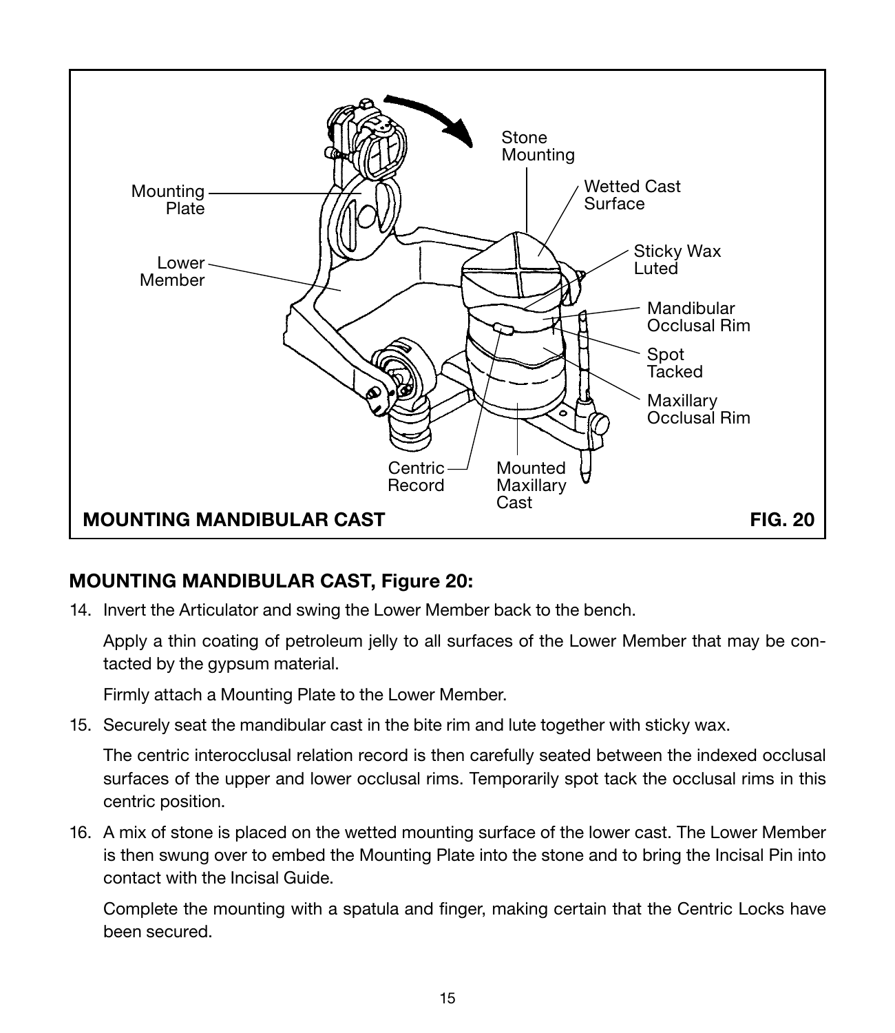Mounting Plate

Lower Member

Stone Mounting

Wetted Cast Surface

Sticky Wax Luted

Mandibular Occlusal Rim

Spot Tacked

Maxillary Occlusal Rim

Centric Record

Mounted Maxillary Cast

**MOUNTING MANDIBULAR CAST** **FIG. 20**

## MOUNTING MANDIBULAR CAST, Figure 20:

14. Invert the Articulator and swing the Lower Member back to the bench.

    Apply a thin coating of petroleum jelly to all surfaces of the Lower Member that may be contacted by the gypsum material.

    Firmly attach a Mounting Plate to the Lower Member.

15. Securely seat the mandibular cast in the bite rim and lute together with sticky wax.

    The centric interocclusal relation record is then carefully seated between the indexed occlusal surfaces of the upper and lower occlusal rims. Temporarily spot tack the occlusal rims in this centric position.

16. A mix of stone is placed on the wetted mounting surface of the lower cast. The Lower Member is then swung over to embed the Mounting Plate into the stone and to bring the Incisal Pin into contact with the Incisal Guide.

    Complete the mounting with a spatula and finger, making certain that the Centric Locks have been secured.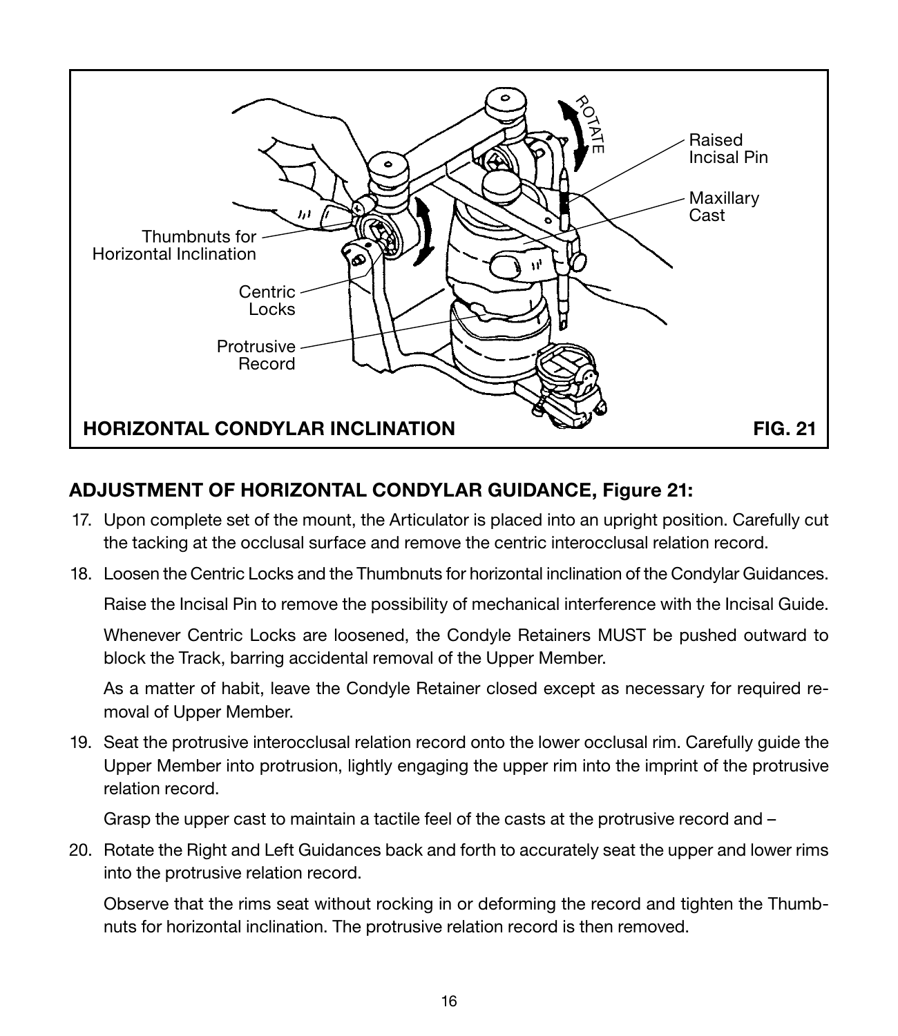Raised Incisal Pin

Maxillary Cast

ROTATE

Thumbnuts for Horizontal Inclination

Centric Locks

Protrusive Record

**HORIZONTAL CONDYLAR INCLINATION** **FIG. 21**

## ADJUSTMENT OF HORIZONTAL CONDYLAR GUIDANCE, Figure 21:

17. Upon complete set of the mount, the Articulator is placed into an upright position. Carefully cut the tacking at the occlusal surface and remove the centric interocclusal relation record.

18. Loosen the Centric Locks and the Thumbnuts for horizontal inclination of the Condylar Guidances.

    Raise the Incisal Pin to remove the possibility of mechanical interference with the Incisal Guide.

    Whenever Centric Locks are loosened, the Condyle Retainers MUST be pushed outward to block the Track, barring accidental removal of the Upper Member.

    As a matter of habit, leave the Condyle Retainer closed except as necessary for required removal of Upper Member.

19. Seat the protrusive interocclusal relation record onto the lower occlusal rim. Carefully guide the Upper Member into protrusion, lightly engaging the upper rim into the imprint of the protrusive relation record.

    Grasp the upper cast to maintain a tactile feel of the casts at the protrusive record and –

20. Rotate the Right and Left Guidances back and forth to accurately seat the upper and lower rims into the protrusive relation record.

    Observe that the rims seat without rocking in or deforming the record and tighten the Thumbnuts for horizontal inclination. The protrusive relation record is then removed.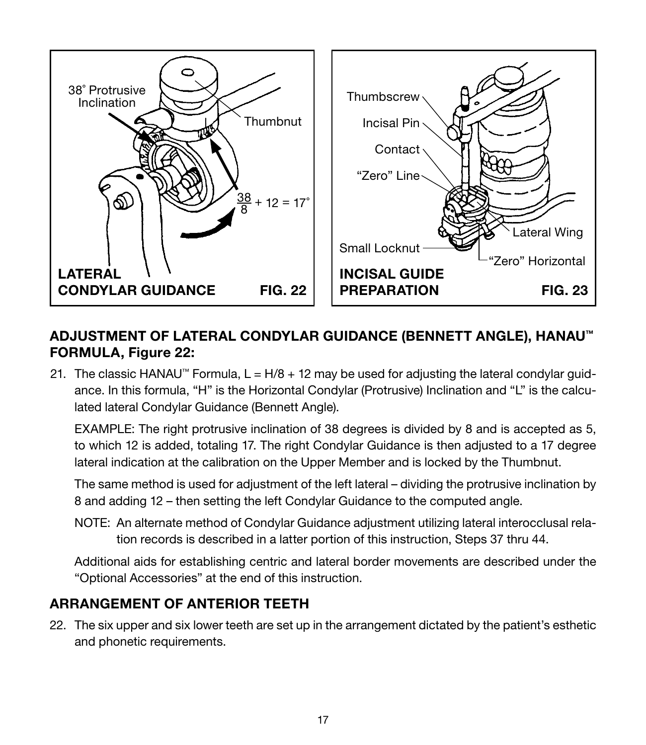38° Protrusive Inclination

Thumbnut

$\frac{38}{8} + 12 = 17°$

**LATERAL CONDYLAR GUIDANCE** **FIG. 22**

Thumbscrew

Incisal Pin

Contact

"Zero" Line

Lateral Wing

Small Locknut

"Zero" Horizontal

**INCISAL GUIDE PREPARATION** **FIG. 23**

## ADJUSTMENT OF LATERAL CONDYLAR GUIDANCE (BENNETT ANGLE), HANAU™ FORMULA, Figure 22:

21. The classic HANAU™ Formula, $L = H/8 + 12$ may be used for adjusting the lateral condylar guidance. In this formula, "H" is the Horizontal Condylar (Protrusive) Inclination and "L" is the calculated lateral Condylar Guidance (Bennett Angle).

    EXAMPLE: The right protrusive inclination of 38 degrees is divided by 8 and is accepted as 5, to which 12 is added, totaling 17. The right Condylar Guidance is then adjusted to a 17 degree lateral indication at the calibration on the Upper Member and is locked by the Thumbnut.

    The same method is used for adjustment of the left lateral – dividing the protrusive inclination by 8 and adding 12 – then setting the left Condylar Guidance to the computed angle.

    NOTE: An alternate method of Condylar Guidance adjustment utilizing lateral interocclusal relation records is described in a latter portion of this instruction, Steps 37 thru 44.

    Additional aids for establishing centric and lateral border movements are described under the "Optional Accessories" at the end of this instruction.

## ARRANGEMENT OF ANTERIOR TEETH

22. The six upper and six lower teeth are set up in the arrangement dictated by the patient's esthetic and phonetic requirements.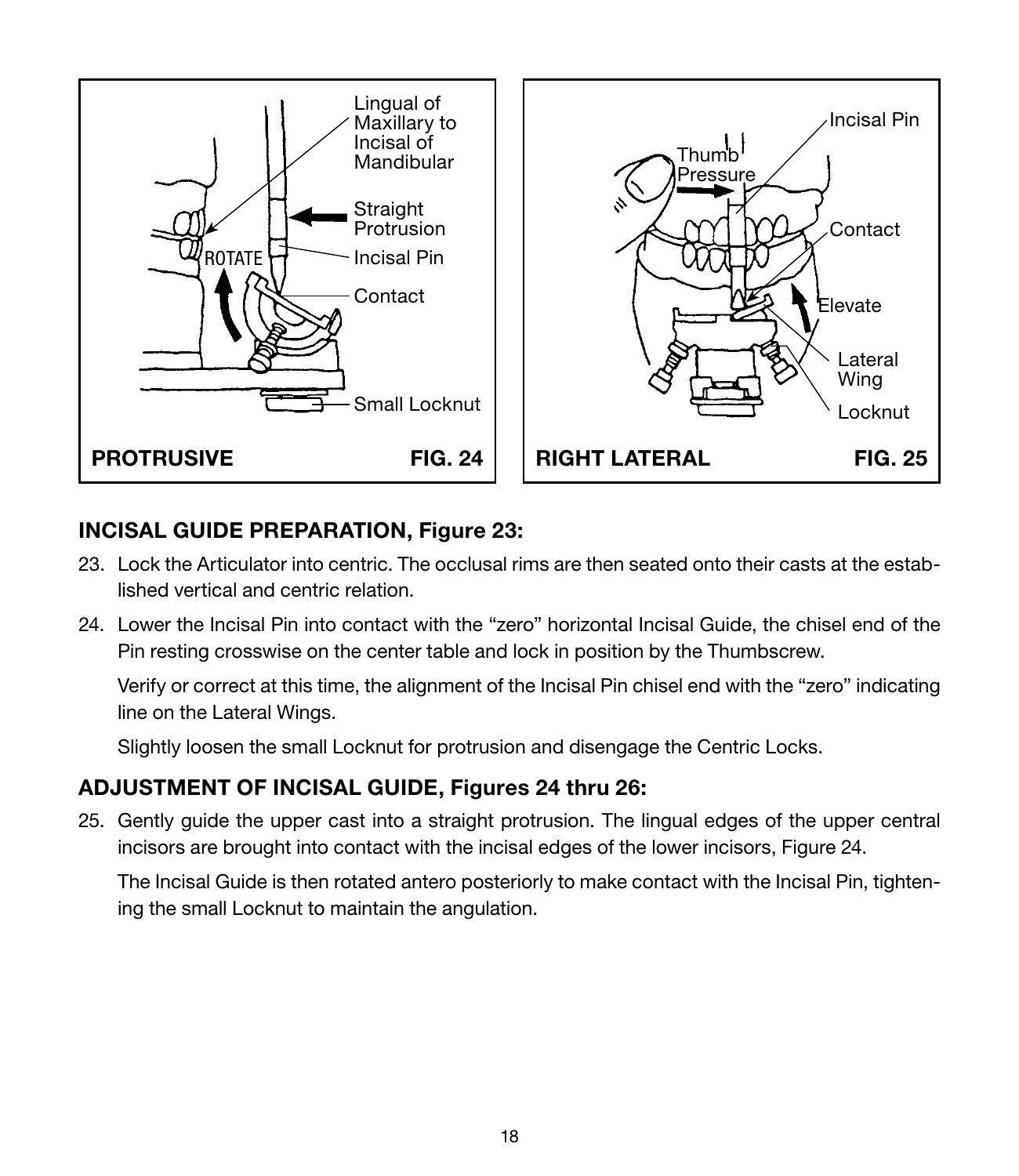Lingual of Maxillary to Incisal of Mandibular

Straight Protrusion

ROTATE

Incisal Pin

Contact

Small Locknut

**PROTRUSIVE** **FIG. 24**

Incisal Pin

Thumb Pressure

Contact

Elevate

Lateral Wing

Locknut

**RIGHT LATERAL** **FIG. 25**

## INCISAL GUIDE PREPARATION, Figure 23:

23. Lock the Articulator into centric. The occlusal rims are then seated onto their casts at the established vertical and centric relation.

24. Lower the Incisal Pin into contact with the "zero" horizontal Incisal Guide, the chisel end of the Pin resting crosswise on the center table and lock in position by the Thumbscrew.

    Verify or correct at this time, the alignment of the Incisal Pin chisel end with the "zero" indicating line on the Lateral Wings.

    Slightly loosen the small Locknut for protrusion and disengage the Centric Locks.

## ADJUSTMENT OF INCISAL GUIDE, Figures 24 thru 26:

25. Gently guide the upper cast into a straight protrusion. The lingual edges of the upper central incisors are brought into contact with the incisal edges of the lower incisors, Figure 24.

    The Incisal Guide is then rotated antero posteriorly to make contact with the Incisal Pin, tightening the small Locknut to maintain the angulation.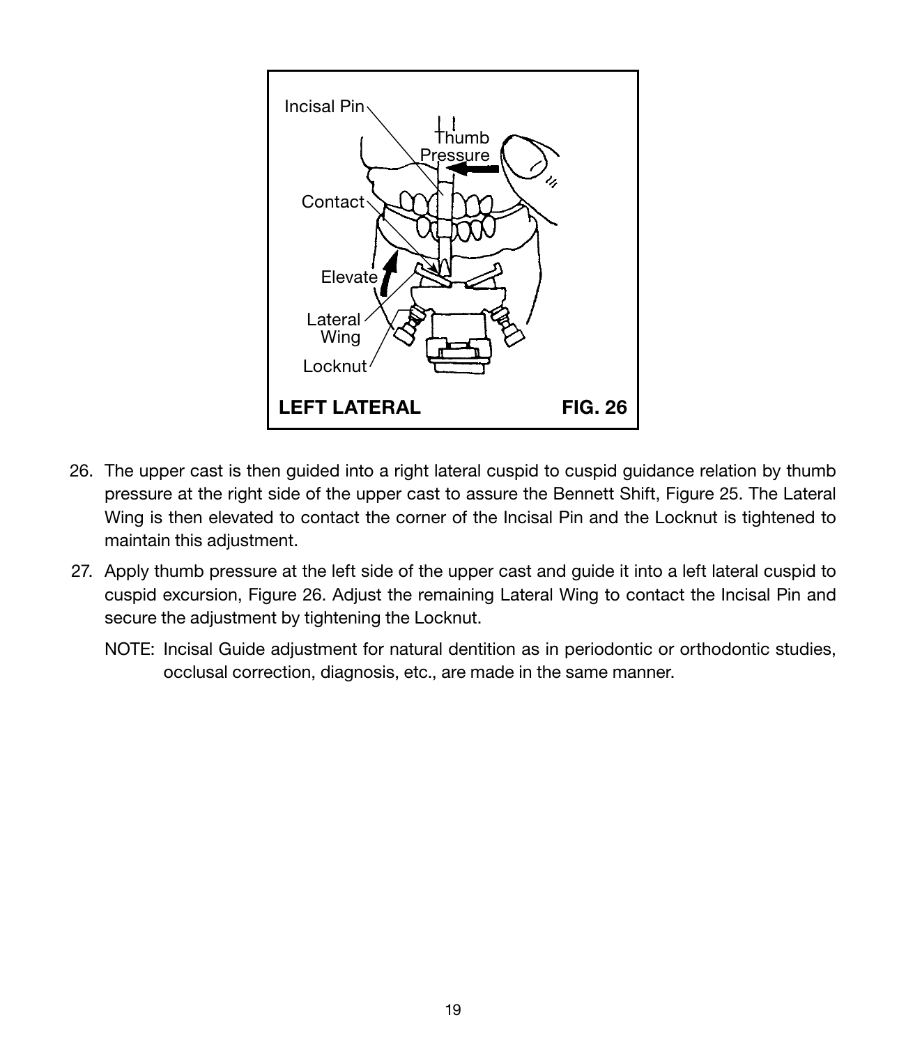Incisal Pin

Thumb Pressure

Contact

Elevate

Lateral Wing

Locknut

**LEFT LATERAL** **FIG. 26**

26. The upper cast is then guided into a right lateral cuspid to cuspid guidance relation by thumb pressure at the right side of the upper cast to assure the Bennett Shift, Figure 25. The Lateral Wing is then elevated to contact the corner of the Incisal Pin and the Locknut is tightened to maintain this adjustment.

27. Apply thumb pressure at the left side of the upper cast and guide it into a left lateral cuspid to cuspid excursion, Figure 26. Adjust the remaining Lateral Wing to contact the Incisal Pin and secure the adjustment by tightening the Locknut.

    NOTE: Incisal Guide adjustment for natural dentition as in periodontic or orthodontic studies, occlusal correction, diagnosis, etc., are made in the same manner.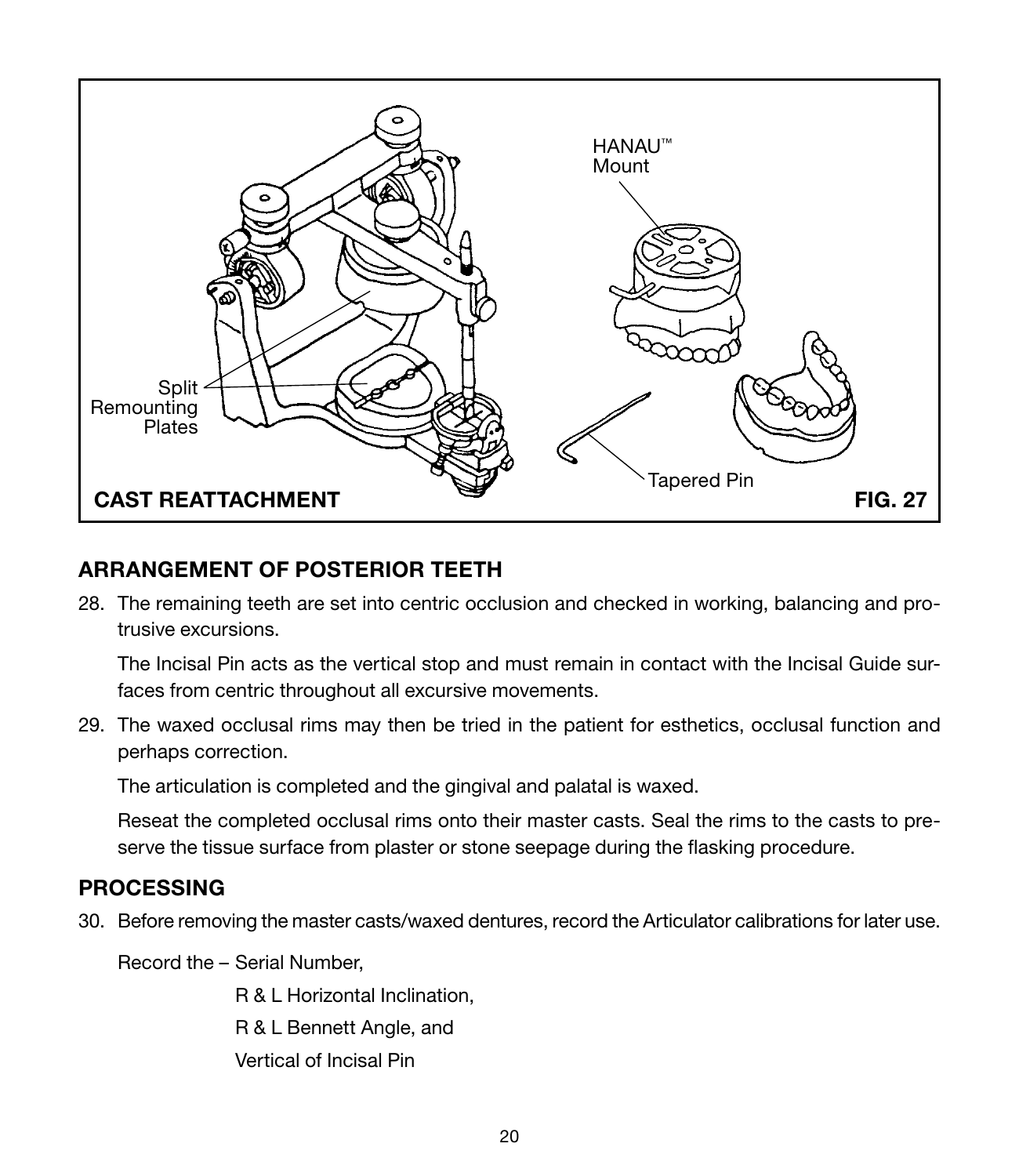HANAU™ Mount

Split Remounting Plates

Tapered Pin

**CAST REATTACHMENT** **FIG. 27**

## ARRANGEMENT OF POSTERIOR TEETH

28. The remaining teeth are set into centric occlusion and checked in working, balancing and protrusive excursions.

    The Incisal Pin acts as the vertical stop and must remain in contact with the Incisal Guide surfaces from centric throughout all excursive movements.

29. The waxed occlusal rims may then be tried in the patient for esthetics, occlusal function and perhaps correction.

    The articulation is completed and the gingival and palatal is waxed.

    Reseat the completed occlusal rims onto their master casts. Seal the rims to the casts to preserve the tissue surface from plaster or stone seepage during the flasking procedure.

## PROCESSING

30. Before removing the master casts/waxed dentures, record the Articulator calibrations for later use.

    Record the – Serial Number,

    R & L Horizontal Inclination,

    R & L Bennett Angle, and

    Vertical of Incisal Pin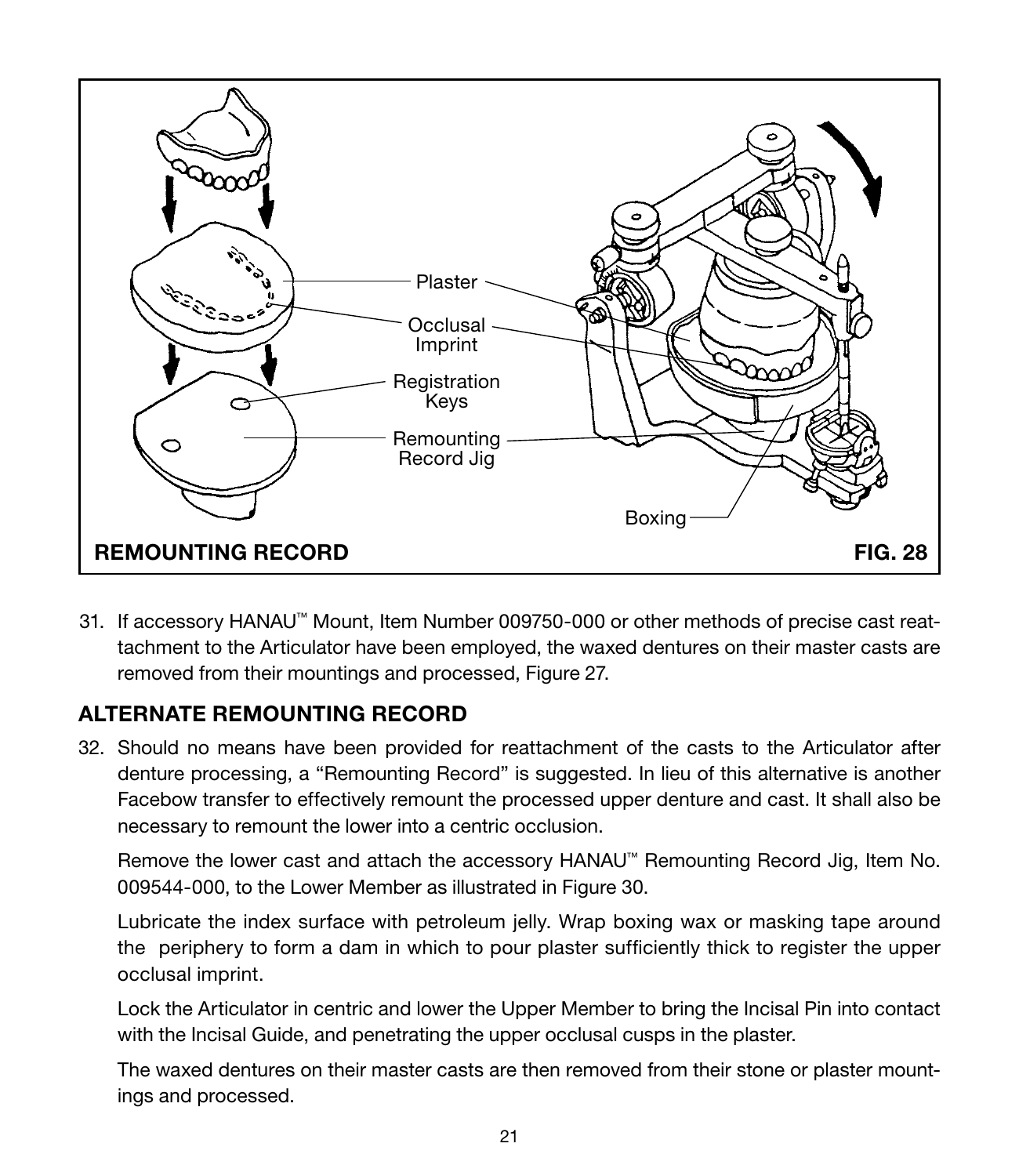Plaster

Occlusal Imprint

Registration Keys

Remounting Record Jig

Boxing

**REMOUNTING RECORD** **FIG. 28**

31. If accessory HANAU™ Mount, Item Number 009750-000 or other methods of precise cast reattachment to the Articulator have been employed, the waxed dentures on their master casts are removed from their mountings and processed, Figure 27.

## ALTERNATE REMOUNTING RECORD

32. Should no means have been provided for reattachment of the casts to the Articulator after denture processing, a "Remounting Record" is suggested. In lieu of this alternative is another Facebow transfer to effectively remount the processed upper denture and cast. It shall also be necessary to remount the lower into a centric occlusion.

    Remove the lower cast and attach the accessory HANAU™ Remounting Record Jig, Item No. 009544-000, to the Lower Member as illustrated in Figure 30.

    Lubricate the index surface with petroleum jelly. Wrap boxing wax or masking tape around the periphery to form a dam in which to pour plaster sufficiently thick to register the upper occlusal imprint.

    Lock the Articulator in centric and lower the Upper Member to bring the Incisal Pin into contact with the Incisal Guide, and penetrating the upper occlusal cusps in the plaster.

    The waxed dentures on their master casts are then removed from their stone or plaster mountings and processed.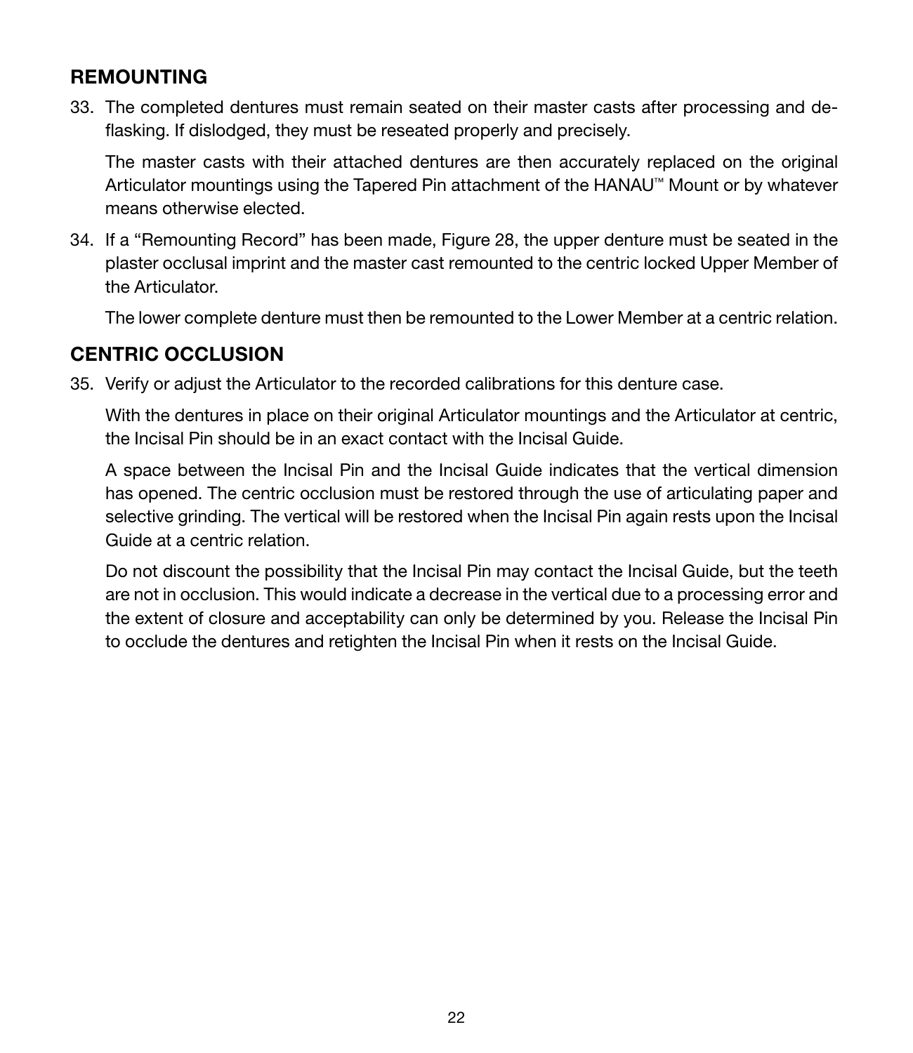## REMOUNTING

33. The completed dentures must remain seated on their master casts after processing and de-flasking. If dislodged, they must be reseated properly and precisely.

    The master casts with their attached dentures are then accurately replaced on the original Articulator mountings using the Tapered Pin attachment of the HANAU™ Mount or by whatever means otherwise elected.

34. If a "Remounting Record" has been made, Figure 28, the upper denture must be seated in the plaster occlusal imprint and the master cast remounted to the centric locked Upper Member of the Articulator.

    The lower complete denture must then be remounted to the Lower Member at a centric relation.

## CENTRIC OCCLUSION

35. Verify or adjust the Articulator to the recorded calibrations for this denture case.

    With the dentures in place on their original Articulator mountings and the Articulator at centric, the Incisal Pin should be in an exact contact with the Incisal Guide.

    A space between the Incisal Pin and the Incisal Guide indicates that the vertical dimension has opened. The centric occlusion must be restored through the use of articulating paper and selective grinding. The vertical will be restored when the Incisal Pin again rests upon the Incisal Guide at a centric relation.

    Do not discount the possibility that the Incisal Pin may contact the Incisal Guide, but the teeth are not in occlusion. This would indicate a decrease in the vertical due to a processing error and the extent of closure and acceptability can only be determined by you. Release the Incisal Pin to occlude the dentures and retighten the Incisal Pin when it rests on the Incisal Guide.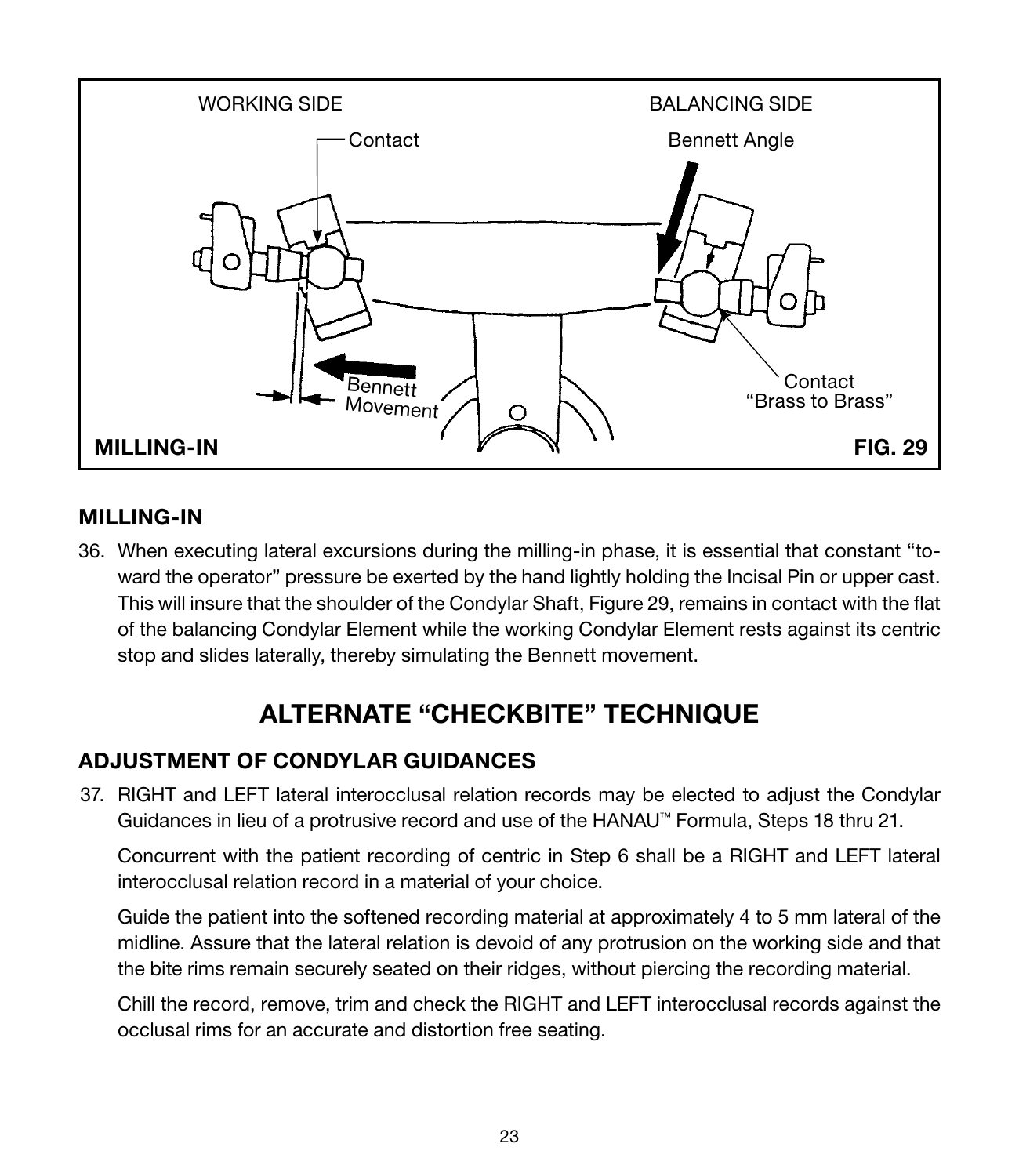WORKING SIDE

BALANCING SIDE

Contact

Bennett Angle

Bennett Movement

Contact
"Brass to Brass"

MILLING-IN

FIG. 29

## MILLING-IN

36. When executing lateral excursions during the milling-in phase, it is essential that constant "toward the operator" pressure be exerted by the hand lightly holding the Incisal Pin or upper cast. This will insure that the shoulder of the Condylar Shaft, Figure 29, remains in contact with the flat of the balancing Condylar Element while the working Condylar Element rests against its centric stop and slides laterally, thereby simulating the Bennett movement.

# ALTERNATE "CHECKBITE" TECHNIQUE

## ADJUSTMENT OF CONDYLAR GUIDANCES

37. RIGHT and LEFT lateral interocclusal relation records may be elected to adjust the Condylar Guidances in lieu of a protrusive record and use of the HANAU™ Formula, Steps 18 thru 21.

    Concurrent with the patient recording of centric in Step 6 shall be a RIGHT and LEFT lateral interocclusal relation record in a material of your choice.

    Guide the patient into the softened recording material at approximately 4 to 5 mm lateral of the midline. Assure that the lateral relation is devoid of any protrusion on the working side and that the bite rims remain securely seated on their ridges, without piercing the recording material.

    Chill the record, remove, trim and check the RIGHT and LEFT interocclusal records against the occlusal rims for an accurate and distortion free seating.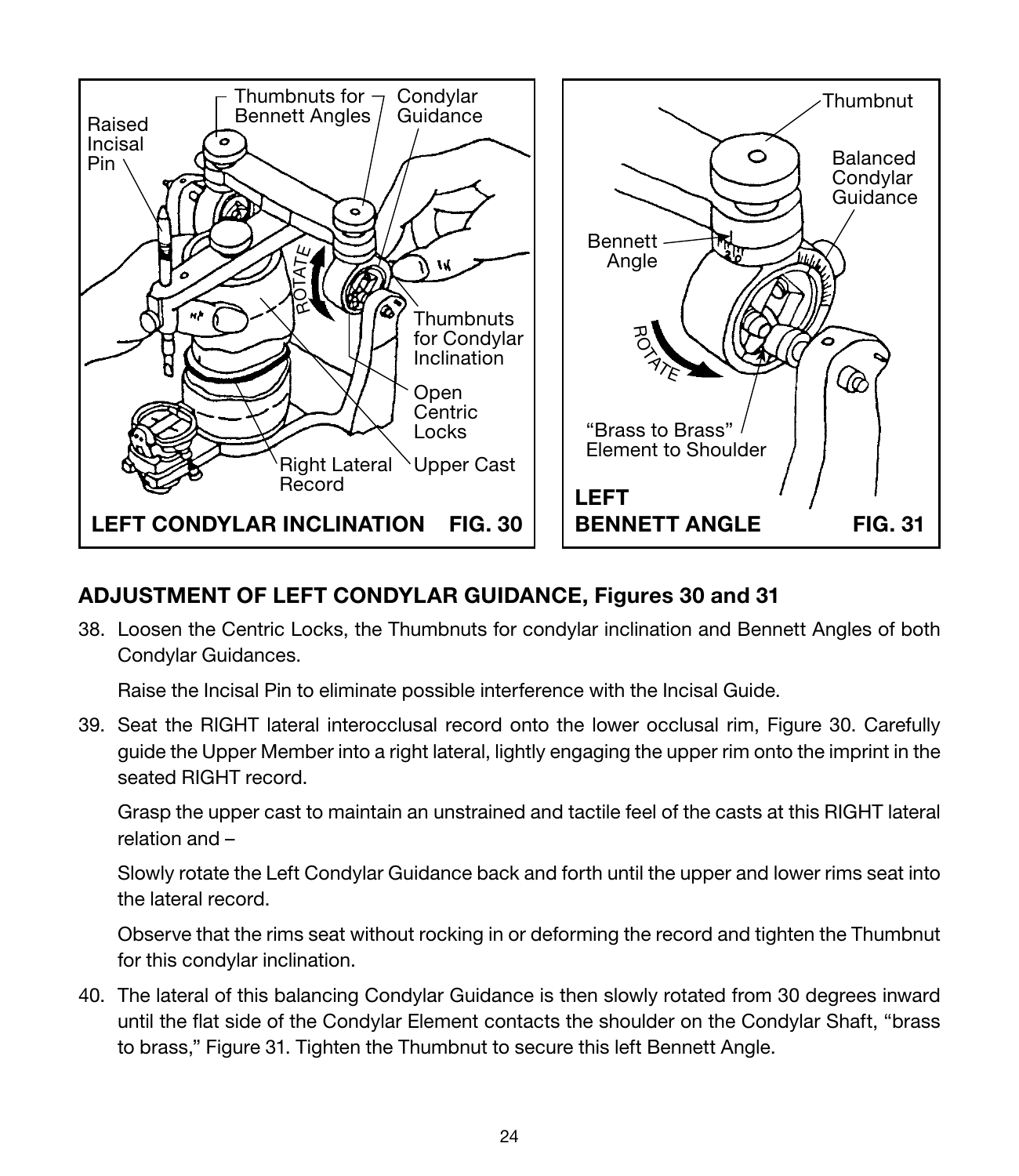Thumbnuts for Bennett Angles
Condylar Guidance
Raised Incisal Pin
ROTATE
Thumbnuts for Condylar Inclination
Open Centric Locks
Right Lateral Record
Upper Cast

**LEFT CONDYLAR INCLINATION FIG. 30**

Thumbnut
Balanced Condylar Guidance
Bennett Angle
ROTATE
"Brass to Brass" Element to Shoulder

**LEFT BENNETT ANGLE FIG. 31**

## ADJUSTMENT OF LEFT CONDYLAR GUIDANCE, Figures 30 and 31

38. Loosen the Centric Locks, the Thumbnuts for condylar inclination and Bennett Angles of both Condylar Guidances.

    Raise the Incisal Pin to eliminate possible interference with the Incisal Guide.

39. Seat the RIGHT lateral interocclusal record onto the lower occlusal rim, Figure 30. Carefully guide the Upper Member into a right lateral, lightly engaging the upper rim onto the imprint in the seated RIGHT record.

    Grasp the upper cast to maintain an unstrained and tactile feel of the casts at this RIGHT lateral relation and –

    Slowly rotate the Left Condylar Guidance back and forth until the upper and lower rims seat into the lateral record.

    Observe that the rims seat without rocking in or deforming the record and tighten the Thumbnut for this condylar inclination.

40. The lateral of this balancing Condylar Guidance is then slowly rotated from 30 degrees inward until the flat side of the Condylar Element contacts the shoulder on the Condylar Shaft, "brass to brass," Figure 31. Tighten the Thumbnut to secure this left Bennett Angle.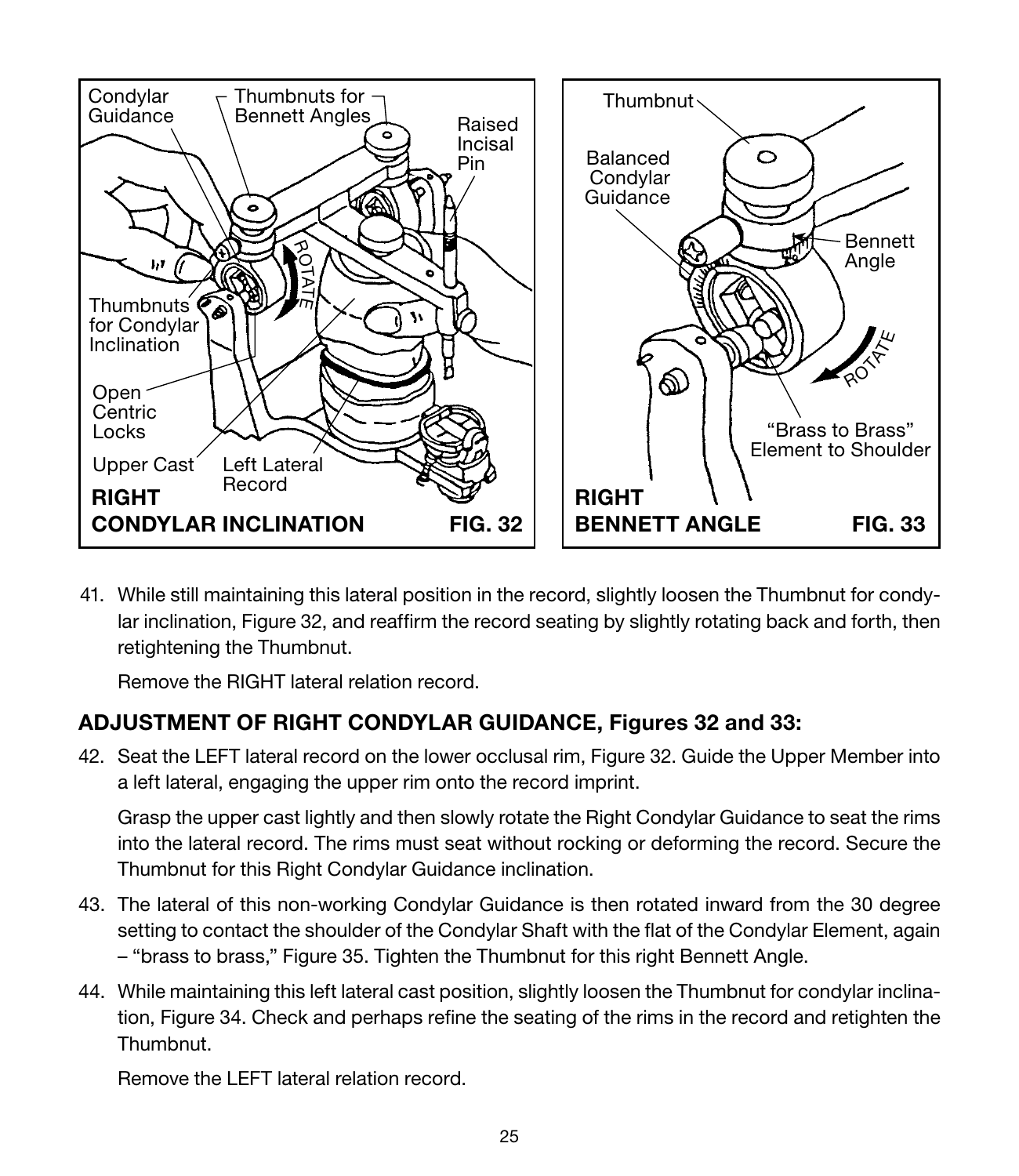Condylar Guidance

Thumbnuts for Bennett Angles

Raised Incisal Pin

ROTATE

Thumbnuts for Condylar Inclination

Open Centric Locks

Upper Cast

Left Lateral Record

**RIGHT CONDYLAR INCLINATION** **FIG. 32**

Thumbnut

Balanced Condylar Guidance

Bennett Angle

ROTATE

"Brass to Brass" Element to Shoulder

**RIGHT BENNETT ANGLE** **FIG. 33**

41. While still maintaining this lateral position in the record, slightly loosen the Thumbnut for condylar inclination, Figure 32, and reaffirm the record seating by slightly rotating back and forth, then retightening the Thumbnut.

    Remove the RIGHT lateral relation record.

## ADJUSTMENT OF RIGHT CONDYLAR GUIDANCE, Figures 32 and 33:

42. Seat the LEFT lateral record on the lower occlusal rim, Figure 32. Guide the Upper Member into a left lateral, engaging the upper rim onto the record imprint.

    Grasp the upper cast lightly and then slowly rotate the Right Condylar Guidance to seat the rims into the lateral record. The rims must seat without rocking or deforming the record. Secure the Thumbnut for this Right Condylar Guidance inclination.

43. The lateral of this non-working Condylar Guidance is then rotated inward from the 30 degree setting to contact the shoulder of the Condylar Shaft with the flat of the Condylar Element, again – "brass to brass," Figure 35. Tighten the Thumbnut for this right Bennett Angle.

44. While maintaining this left lateral cast position, slightly loosen the Thumbnut for condylar inclination, Figure 34. Check and perhaps refine the seating of the rims in the record and retighten the Thumbnut.

    Remove the LEFT lateral relation record.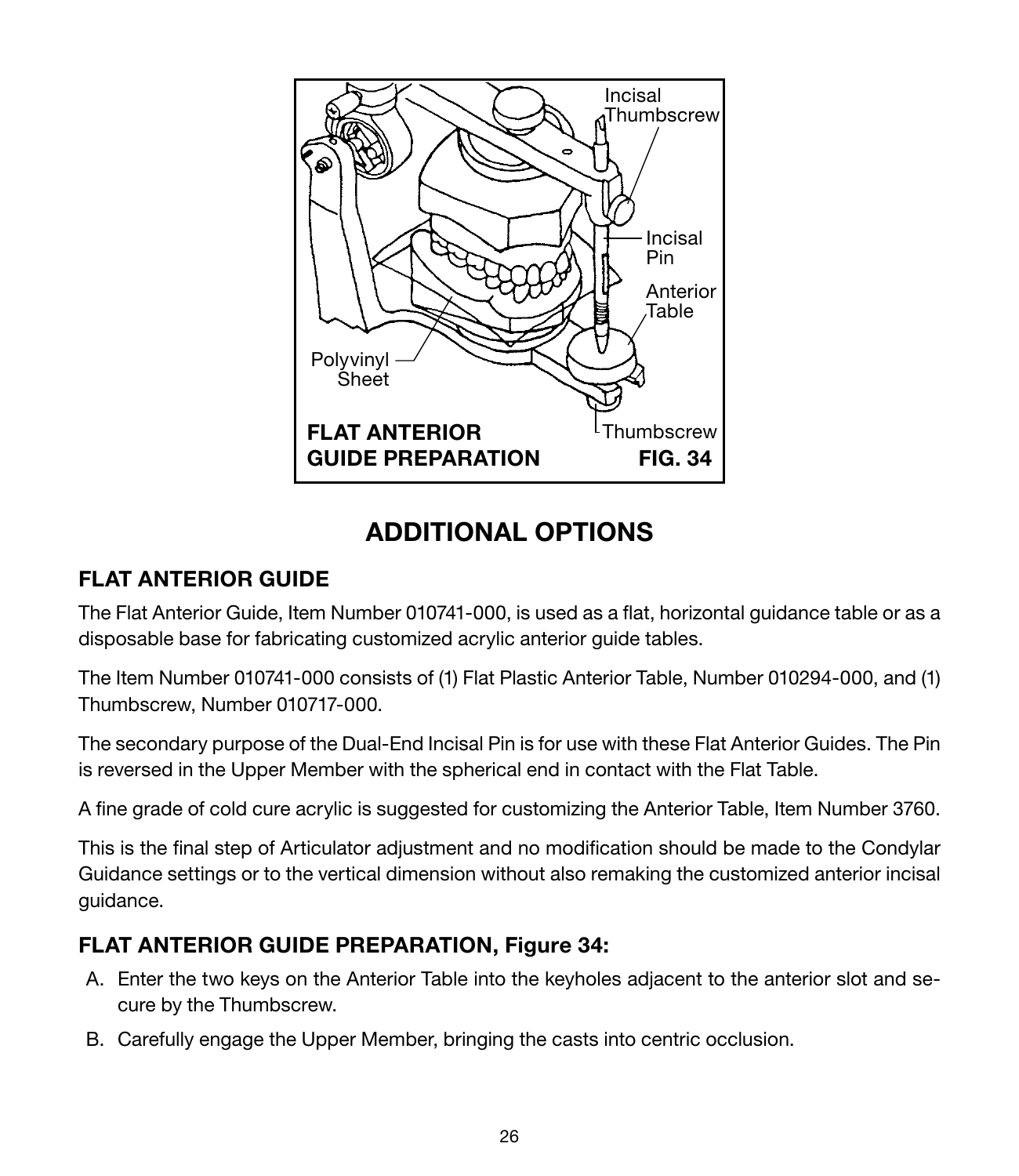Incisal Thumbscrew

Incisal Pin

Anterior Table

Polyvinyl Sheet

Thumbscrew

**FLAT ANTERIOR GUIDE PREPARATION** **FIG. 34**

# ADDITIONAL OPTIONS

## FLAT ANTERIOR GUIDE

The Flat Anterior Guide, Item Number 010741-000, is used as a flat, horizontal guidance table or as a disposable base for fabricating customized acrylic anterior guide tables.

The Item Number 010741-000 consists of (1) Flat Plastic Anterior Table, Number 010294-000, and (1) Thumbscrew, Number 010717-000.

The secondary purpose of the Dual-End Incisal Pin is for use with these Flat Anterior Guides. The Pin is reversed in the Upper Member with the spherical end in contact with the Flat Table.

A fine grade of cold cure acrylic is suggested for customizing the Anterior Table, Item Number 3760.

This is the final step of Articulator adjustment and no modification should be made to the Condylar Guidance settings or to the vertical dimension without also remaking the customized anterior incisal guidance.

## FLAT ANTERIOR GUIDE PREPARATION, Figure 34:

A. Enter the two keys on the Anterior Table into the keyholes adjacent to the anterior slot and secure by the Thumbscrew.

B. Carefully engage the Upper Member, bringing the casts into centric occlusion.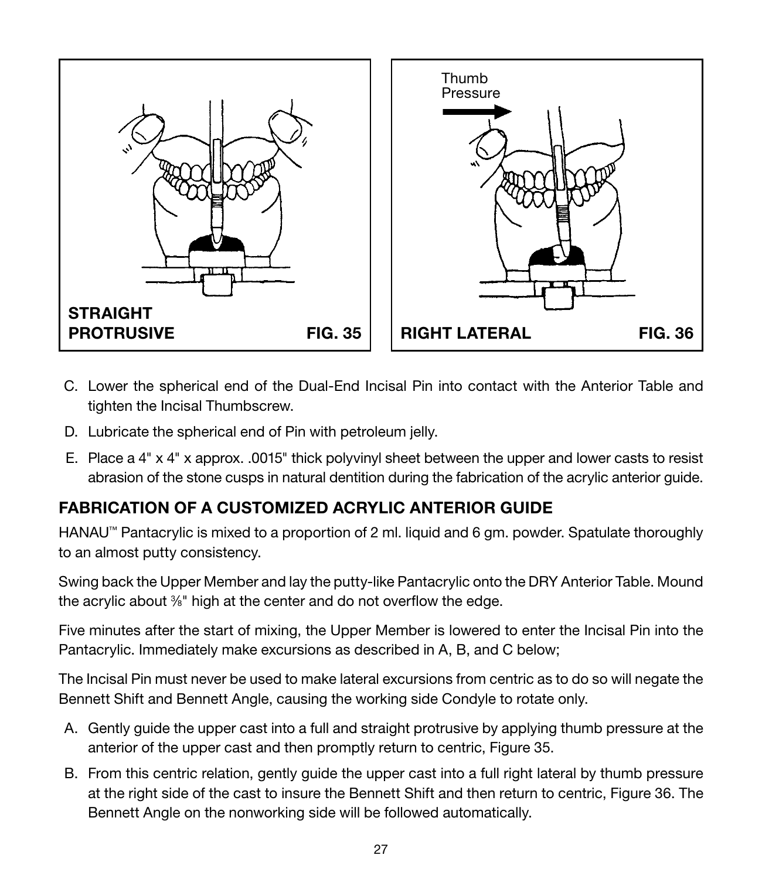Thumb
Pressure

STRAIGHT
PROTRUSIVE FIG. 35

RIGHT LATERAL FIG. 36

C. Lower the spherical end of the Dual-End Incisal Pin into contact with the Anterior Table and tighten the Incisal Thumbscrew.

D. Lubricate the spherical end of Pin with petroleum jelly.

E. Place a 4" x 4" x approx. .0015" thick polyvinyl sheet between the upper and lower casts to resist abrasion of the stone cusps in natural dentition during the fabrication of the acrylic anterior guide.

## FABRICATION OF A CUSTOMIZED ACRYLIC ANTERIOR GUIDE

HANAU™ Pantacrylic is mixed to a proportion of 2 ml. liquid and 6 gm. powder. Spatulate thoroughly to an almost putty consistency.

Swing back the Upper Member and lay the putty-like Pantacrylic onto the DRY Anterior Table. Mound the acrylic about ⅜" high at the center and do not overflow the edge.

Five minutes after the start of mixing, the Upper Member is lowered to enter the Incisal Pin into the Pantacrylic. Immediately make excursions as described in A, B, and C below;

The Incisal Pin must never be used to make lateral excursions from centric as to do so will negate the Bennett Shift and Bennett Angle, causing the working side Condyle to rotate only.

A. Gently guide the upper cast into a full and straight protrusive by applying thumb pressure at the anterior of the upper cast and then promptly return to centric, Figure 35.

B. From this centric relation, gently guide the upper cast into a full right lateral by thumb pressure at the right side of the cast to insure the Bennett Shift and then return to centric, Figure 36. The Bennett Angle on the nonworking side will be followed automatically.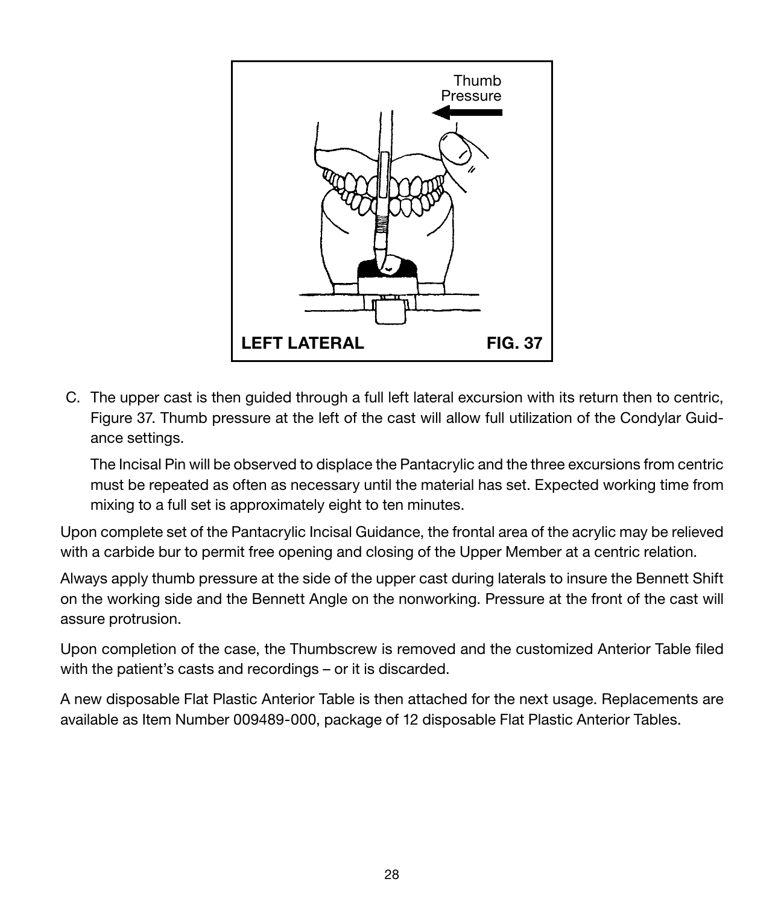Thumb Pressure

**LEFT LATERAL** **FIG. 37**

C. The upper cast is then guided through a full left lateral excursion with its return then to centric, Figure 37. Thumb pressure at the left of the cast will allow full utilization of the Condylar Guidance settings.

   The Incisal Pin will be observed to displace the Pantacrylic and the three excursions from centric must be repeated as often as necessary until the material has set. Expected working time from mixing to a full set is approximately eight to ten minutes.

Upon complete set of the Pantacrylic Incisal Guidance, the frontal area of the acrylic may be relieved with a carbide bur to permit free opening and closing of the Upper Member at a centric relation.

Always apply thumb pressure at the side of the upper cast during laterals to insure the Bennett Shift on the working side and the Bennett Angle on the nonworking. Pressure at the front of the cast will assure protrusion.

Upon completion of the case, the Thumbscrew is removed and the customized Anterior Table filed with the patient's casts and recordings – or it is discarded.

A new disposable Flat Plastic Anterior Table is then attached for the next usage. Replacements are available as Item Number 009489-000, package of 12 disposable Flat Plastic Anterior Tables.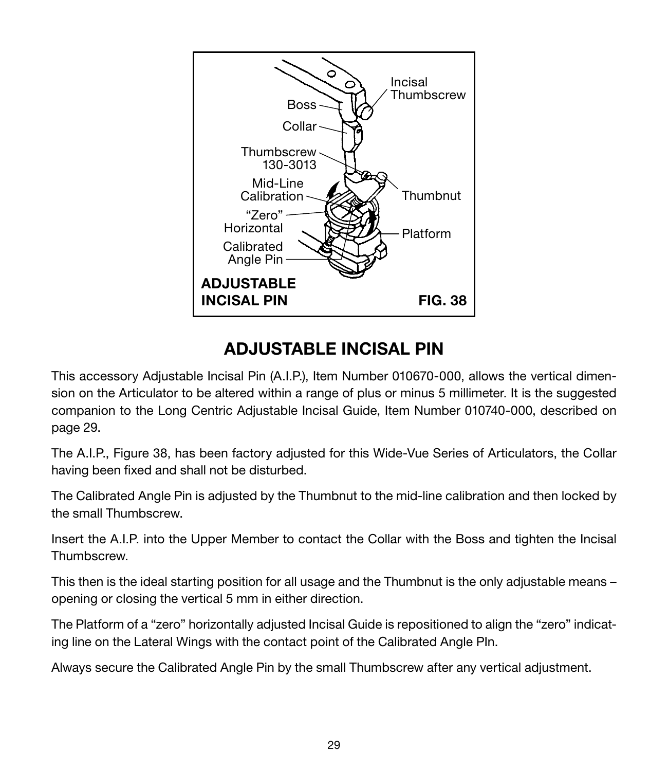Incisal Thumbscrew
Boss
Collar
Thumbscrew 130-3013
Mid-Line Calibration
Thumbnut
"Zero" Horizontal
Platform
Calibrated Angle Pin

**ADJUSTABLE INCISAL PIN** **FIG. 38**

## ADJUSTABLE INCISAL PIN

This accessory Adjustable Incisal Pin (A.I.P.), Item Number 010670-000, allows the vertical dimension on the Articulator to be altered within a range of plus or minus 5 millimeter. It is the suggested companion to the Long Centric Adjustable Incisal Guide, Item Number 010740-000, described on page 29.

The A.I.P., Figure 38, has been factory adjusted for this Wide-Vue Series of Articulators, the Collar having been fixed and shall not be disturbed.

The Calibrated Angle Pin is adjusted by the Thumbnut to the mid-line calibration and then locked by the small Thumbscrew.

Insert the A.I.P. into the Upper Member to contact the Collar with the Boss and tighten the Incisal Thumbscrew.

This then is the ideal starting position for all usage and the Thumbnut is the only adjustable means – opening or closing the vertical 5 mm in either direction.

The Platform of a "zero" horizontally adjusted Incisal Guide is repositioned to align the "zero" indicating line on the Lateral Wings with the contact point of the Calibrated Angle PIn.

Always secure the Calibrated Angle Pin by the small Thumbscrew after any vertical adjustment.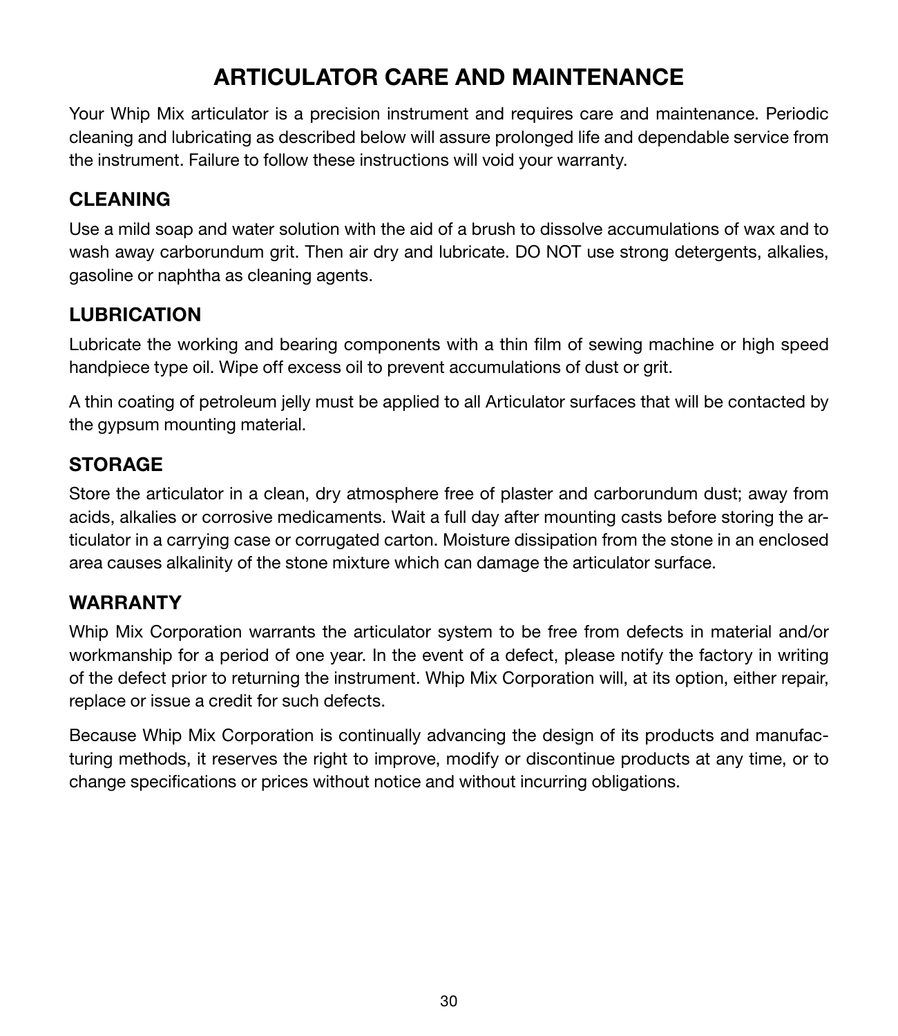# ARTICULATOR CARE AND MAINTENANCE

Your Whip Mix articulator is a precision instrument and requires care and maintenance. Periodic cleaning and lubricating as described below will assure prolonged life and dependable service from the instrument. Failure to follow these instructions will void your warranty.

## CLEANING

Use a mild soap and water solution with the aid of a brush to dissolve accumulations of wax and to wash away carborundum grit. Then air dry and lubricate. DO NOT use strong detergents, alkalies, gasoline or naphtha as cleaning agents.

## LUBRICATION

Lubricate the working and bearing components with a thin film of sewing machine or high speed handpiece type oil. Wipe off excess oil to prevent accumulations of dust or grit.

A thin coating of petroleum jelly must be applied to all Articulator surfaces that will be contacted by the gypsum mounting material.

## STORAGE

Store the articulator in a clean, dry atmosphere free of plaster and carborundum dust; away from acids, alkalies or corrosive medicaments. Wait a full day after mounting casts before storing the articulator in a carrying case or corrugated carton. Moisture dissipation from the stone in an enclosed area causes alkalinity of the stone mixture which can damage the articulator surface.

## WARRANTY

Whip Mix Corporation warrants the articulator system to be free from defects in material and/or workmanship for a period of one year. In the event of a defect, please notify the factory in writing of the defect prior to returning the instrument. Whip Mix Corporation will, at its option, either repair, replace or issue a credit for such defects.

Because Whip Mix Corporation is continually advancing the design of its products and manufacturing methods, it reserves the right to improve, modify or discontinue products at any time, or to change specifications or prices without notice and without incurring obligations.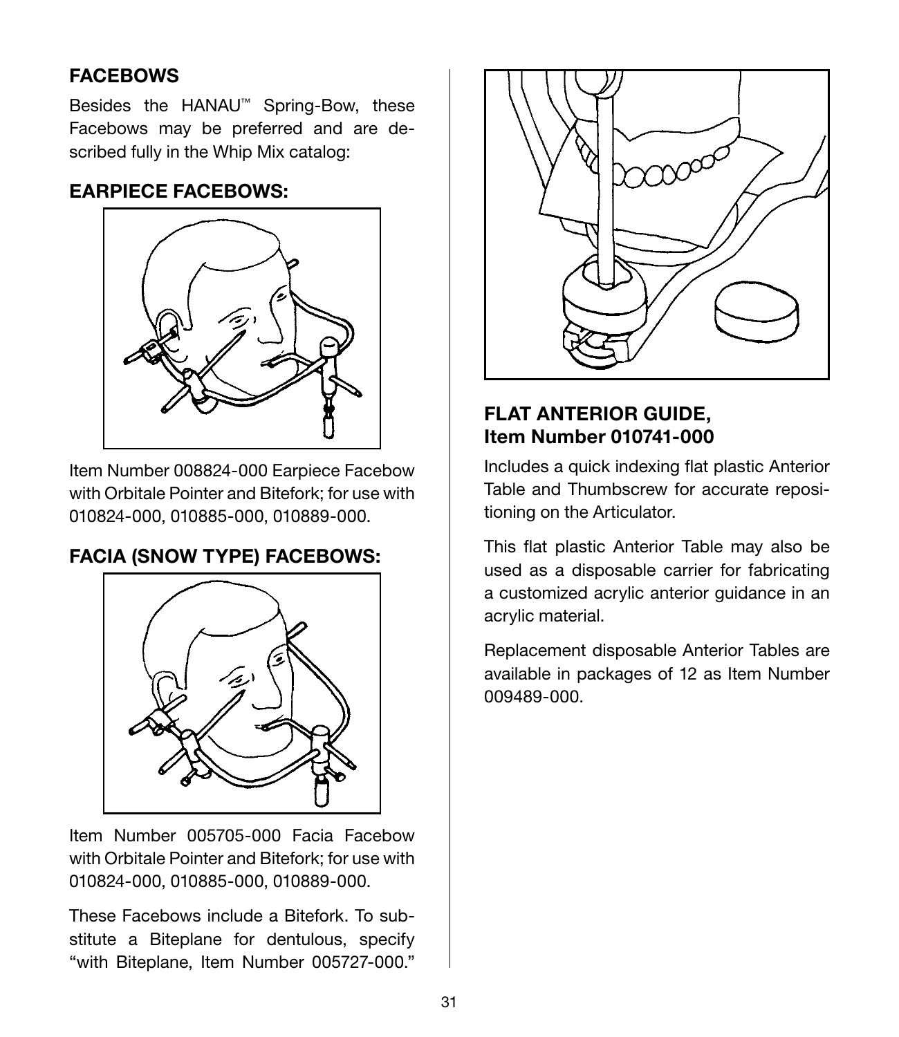## FACEBOWS

Besides the HANAU™ Spring-Bow, these Facebows may be preferred and are described fully in the Whip Mix catalog:

### EARPIECE FACEBOWS:

Item Number 008824-000 Earpiece Facebow with Orbitale Pointer and Bitefork; for use with 010824-000, 010885-000, 010889-000.

### FACIA (SNOW TYPE) FACEBOWS:

Item Number 005705-000 Facia Facebow with Orbitale Pointer and Bitefork; for use with 010824-000, 010885-000, 010889-000.

These Facebows include a Bitefork. To substitute a Biteplane for dentulous, specify "with Biteplane, Item Number 005727-000."

### FLAT ANTERIOR GUIDE, Item Number 010741-000

Includes a quick indexing flat plastic Anterior Table and Thumbscrew for accurate repositioning on the Articulator.

This flat plastic Anterior Table may also be used as a disposable carrier for fabricating a customized acrylic anterior guidance in an acrylic material.

Replacement disposable Anterior Tables are available in packages of 12 as Item Number 009489-000.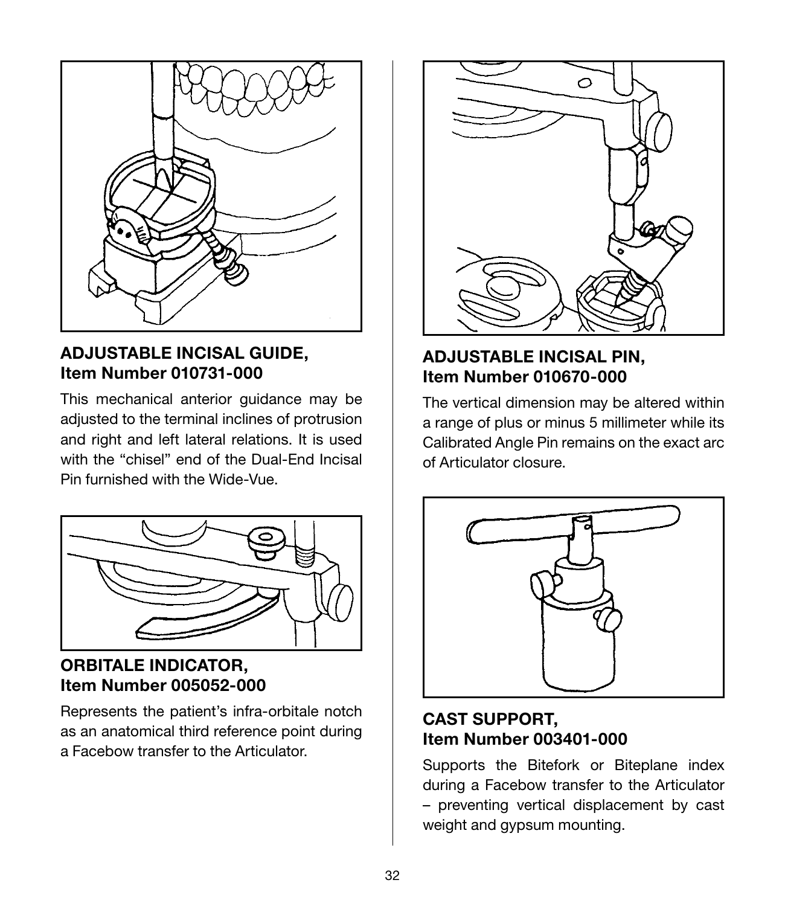## ADJUSTABLE INCISAL GUIDE, Item Number 010731-000

This mechanical anterior guidance may be adjusted to the terminal inclines of protrusion and right and left lateral relations. It is used with the "chisel" end of the Dual-End Incisal Pin furnished with the Wide-Vue.

## ORBITALE INDICATOR, Item Number 005052-000

Represents the patient's infra-orbitale notch as an anatomical third reference point during a Facebow transfer to the Articulator.

## ADJUSTABLE INCISAL PIN, Item Number 010670-000

The vertical dimension may be altered within a range of plus or minus 5 millimeter while its Calibrated Angle Pin remains on the exact arc of Articulator closure.

## CAST SUPPORT, Item Number 003401-000

Supports the Bitefork or Biteplane index during a Facebow transfer to the Articulator – preventing vertical displacement by cast weight and gypsum mounting.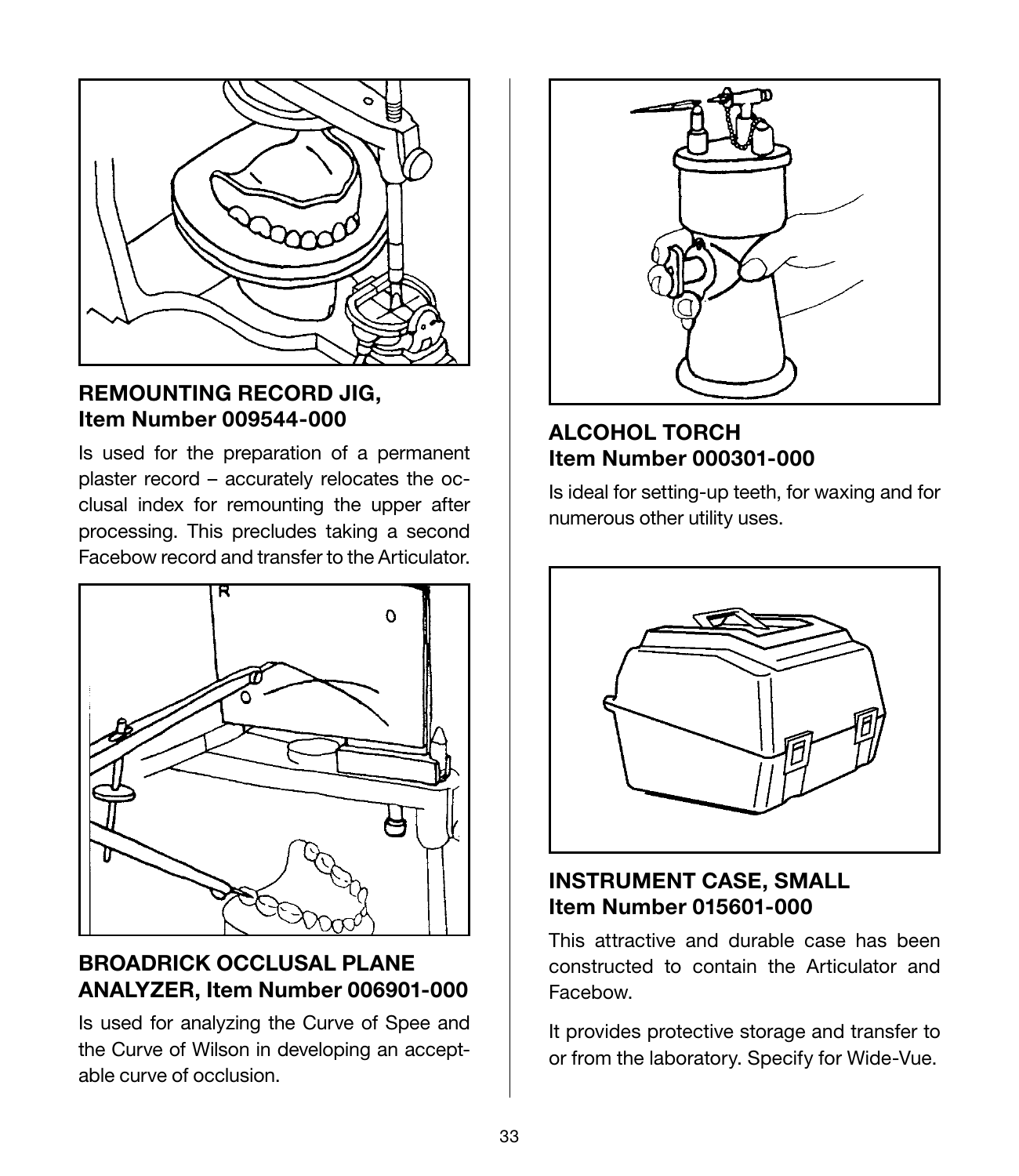## REMOUNTING RECORD JIG, Item Number 009544-000

Is used for the preparation of a permanent plaster record – accurately relocates the occlusal index for remounting the upper after processing. This precludes taking a second Facebow record and transfer to the Articulator.

## BROADRICK OCCLUSAL PLANE ANALYZER, Item Number 006901-000

Is used for analyzing the Curve of Spee and the Curve of Wilson in developing an acceptable curve of occlusion.

## ALCOHOL TORCH Item Number 000301-000

Is ideal for setting-up teeth, for waxing and for numerous other utility uses.

## INSTRUMENT CASE, SMALL Item Number 015601-000

This attractive and durable case has been constructed to contain the Articulator and Facebow.

It provides protective storage and transfer to or from the laboratory. Specify for Wide-Vue.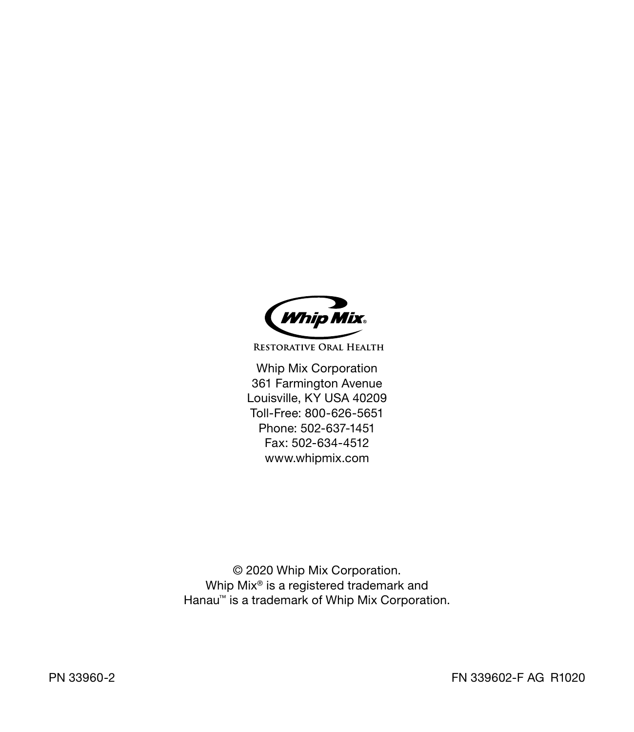Whip Mix®

RESTORATIVE ORAL HEALTH

Whip Mix Corporation
361 Farmington Avenue
Louisville, KY USA 40209
Toll-Free: 800-626-5651
Phone: 502-637-1451
Fax: 502-634-4512
www.whipmix.com

© 2020 Whip Mix Corporation.
Whip Mix® is a registered trademark and
Hanau™ is a trademark of Whip Mix Corporation.

PN 33960-2

FN 339602-F AG R1020